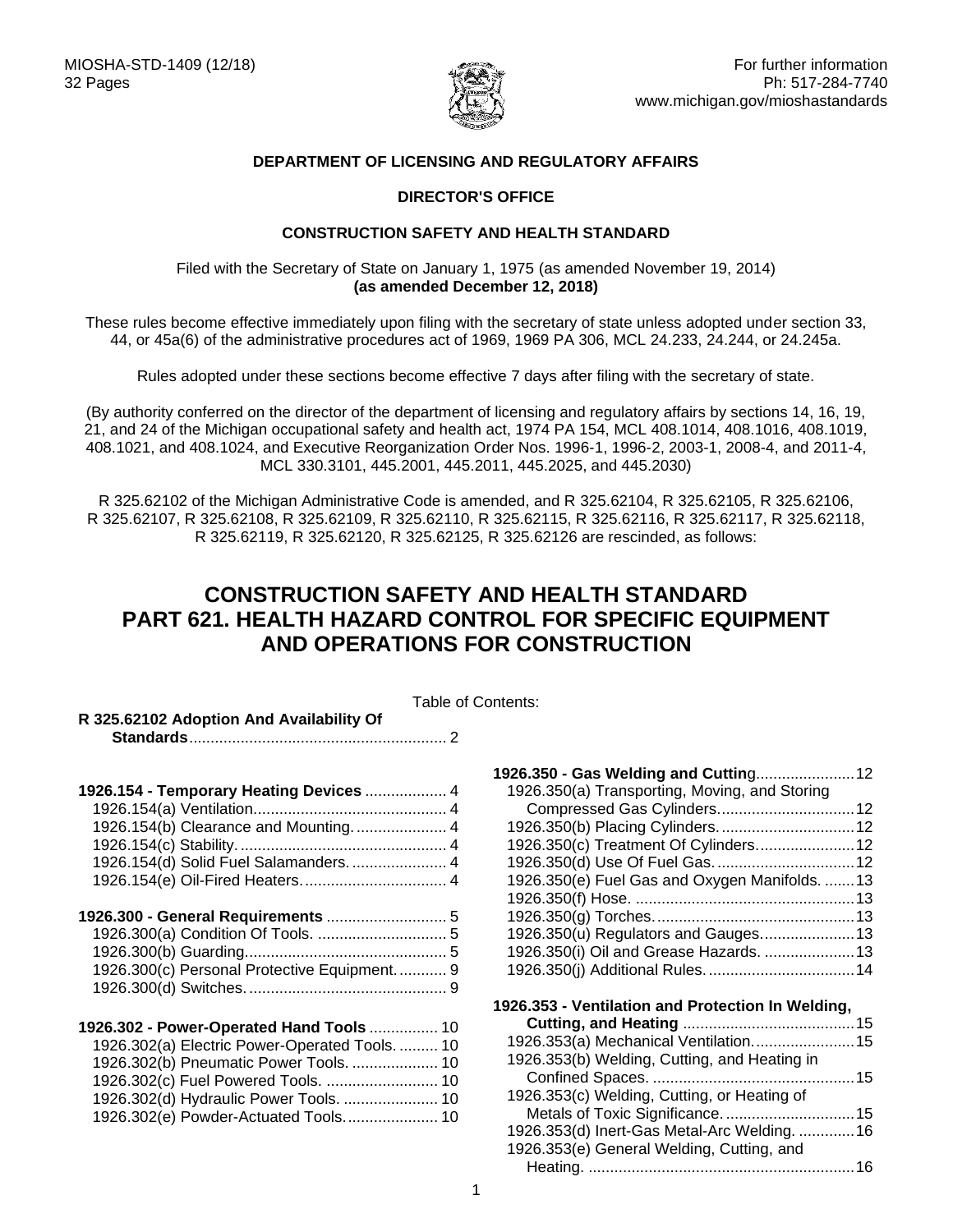MIOSHA-STD-1409 (12/18)
32 Pages

For further information
Ph: 517-284-7740
www.michigan.gov/mioshastandards

**DEPARTMENT OF LICENSING AND REGULATORY AFFAIRS**

**DIRECTOR'S OFFICE**

**CONSTRUCTION SAFETY AND HEALTH STANDARD**

Filed with the Secretary of State on January 1, 1975 (as amended November 19, 2014)
**(as amended December 12, 2018)**

These rules become effective immediately upon filing with the secretary of state unless adopted under section 33, 44, or 45a(6) of the administrative procedures act of 1969, 1969 PA 306, MCL 24.233, 24.244, or 24.245a.

Rules adopted under these sections become effective 7 days after filing with the secretary of state.

(By authority conferred on the director of the department of licensing and regulatory affairs by sections 14, 16, 19, 21, and 24 of the Michigan occupational safety and health act, 1974 PA 154, MCL 408.1014, 408.1016, 408.1019, 408.1021, and 408.1024, and Executive Reorganization Order Nos. 1996-1, 1996-2, 2003-1, 2008-4, and 2011-4, MCL 330.3101, 445.2001, 445.2011, 445.2025, and 445.2030)

R 325.62102 of the Michigan Administrative Code is amended, and R 325.62104, R 325.62105, R 325.62106, R 325.62107, R 325.62108, R 325.62109, R 325.62110, R 325.62115, R 325.62116, R 325.62117, R 325.62118, R 325.62119, R 325.62120, R 325.62125, R 325.62126 are rescinded, as follows:

# CONSTRUCTION SAFETY AND HEALTH STANDARD
# PART 621. HEALTH HAZARD CONTROL FOR SPECIFIC EQUIPMENT AND OPERATIONS FOR CONSTRUCTION

Table of Contents:

**R 325.62102 Adoption And Availability Of Standards** ........ 2

**1926.154 - Temporary Heating Devices** ........ 4
- 1926.154(a) Ventilation ........ 4
- 1926.154(b) Clearance and Mounting ........ 4
- 1926.154(c) Stability ........ 4
- 1926.154(d) Solid Fuel Salamanders ........ 4
- 1926.154(e) Oil-Fired Heaters ........ 4

**1926.300 - General Requirements** ........ 5
- 1926.300(a) Condition Of Tools ........ 5
- 1926.300(b) Guarding ........ 5
- 1926.300(c) Personal Protective Equipment ........ 9
- 1926.300(d) Switches ........ 9

**1926.302 - Power-Operated Hand Tools** ........ 10
- 1926.302(a) Electric Power-Operated Tools ........ 10
- 1926.302(b) Pneumatic Power Tools ........ 10
- 1926.302(c) Fuel Powered Tools ........ 10
- 1926.302(d) Hydraulic Power Tools ........ 10
- 1926.302(e) Powder-Actuated Tools ........ 10

**1926.350 - Gas Welding and Cutting** ........ 12
- 1926.350(a) Transporting, Moving, and Storing Compressed Gas Cylinders ........ 12
- 1926.350(b) Placing Cylinders ........ 12
- 1926.350(c) Treatment Of Cylinders ........ 12
- 1926.350(d) Use Of Fuel Gas ........ 12
- 1926.350(e) Fuel Gas and Oxygen Manifolds ........ 13
- 1926.350(f) Hose ........ 13
- 1926.350(g) Torches ........ 13
- 1926.350(u) Regulators and Gauges ........ 13
- 1926.350(i) Oil and Grease Hazards ........ 13
- 1926.350(j) Additional Rules ........ 14

**1926.353 - Ventilation and Protection In Welding, Cutting, and Heating** ........ 15
- 1926.353(a) Mechanical Ventilation ........ 15
- 1926.353(b) Welding, Cutting, and Heating in Confined Spaces ........ 15
- 1926.353(c) Welding, Cutting, or Heating of Metals of Toxic Significance ........ 15
- 1926.353(d) Inert-Gas Metal-Arc Welding ........ 16
- 1926.353(e) General Welding, Cutting, and Heating ........ 16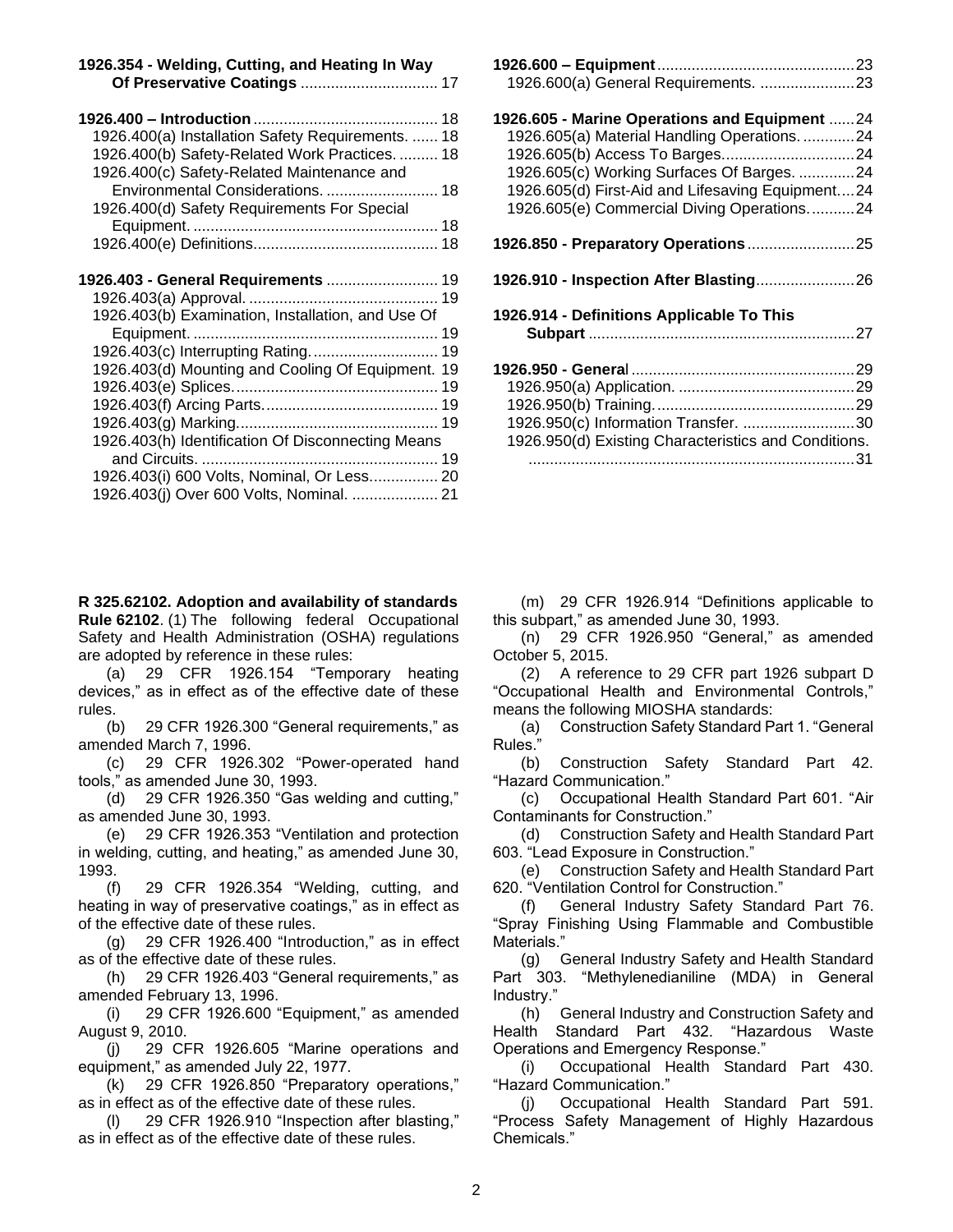**1926.354 - Welding, Cutting, and Heating In Way Of Preservative Coatings** ................................ 17

**1926.400 – Introduction** ........................................... 18
1926.400(a) Installation Safety Requirements. ....... 18
1926.400(b) Safety-Related Work Practices. ......... 18
1926.400(c) Safety-Related Maintenance and Environmental Considerations. .......................... 18
1926.400(d) Safety Requirements For Special Equipment. ......................................................... 18
1926.400(e) Definitions........................................... 18

**1926.403 - General Requirements** .......................... 19
1926.403(a) Approval. ............................................ 19
1926.403(b) Examination, Installation, and Use Of Equipment. ......................................................... 19
1926.403(c) Interrupting Rating............................. 19
1926.403(d) Mounting and Cooling Of Equipment. 19
1926.403(e) Splices................................................ 19
1926.403(f) Arcing Parts......................................... 19
1926.403(g) Marking............................................... 19
1926.403(h) Identification Of Disconnecting Means and Circuits. ....................................................... 19
1926.403(i) 600 Volts, Nominal, Or Less................ 20
1926.403(j) Over 600 Volts, Nominal. .................... 21

**1926.600 – Equipment**.............................................. 23
1926.600(a) General Requirements. ...................... 23

**1926.605 - Marine Operations and Equipment** ...... 24
1926.605(a) Material Handling Operations. ............ 24
1926.605(b) Access To Barges............................... 24
1926.605(c) Working Surfaces Of Barges. ............. 24
1926.605(d) First-Aid and Lifesaving Equipment.... 24
1926.605(e) Commercial Diving Operations........... 24

**1926.850 - Preparatory Operations**......................... 25

**1926.910 - Inspection After Blasting**....................... 26

**1926.914 - Definitions Applicable To This Subpart** .............................................................. 27

**1926.950 - General** .................................................... 29
1926.950(a) Application. ......................................... 29
1926.950(b) Training.............................................. 29
1926.950(c) Information Transfer. .......................... 30
1926.950(d) Existing Characteristics and Conditions. ............................................................................ 31

**R 325.62102. Adoption and availability of standards**
**Rule 62102**. (1) The following federal Occupational Safety and Health Administration (OSHA) regulations are adopted by reference in these rules:

(a) 29 CFR 1926.154 "Temporary heating devices," as in effect as of the effective date of these rules.

(b) 29 CFR 1926.300 "General requirements," as amended March 7, 1996.

(c) 29 CFR 1926.302 "Power-operated hand tools," as amended June 30, 1993.

(d) 29 CFR 1926.350 "Gas welding and cutting," as amended June 30, 1993.

(e) 29 CFR 1926.353 "Ventilation and protection in welding, cutting, and heating," as amended June 30, 1993.

(f) 29 CFR 1926.354 "Welding, cutting, and heating in way of preservative coatings," as in effect as of the effective date of these rules.

(g) 29 CFR 1926.400 "Introduction," as in effect as of the effective date of these rules.

(h) 29 CFR 1926.403 "General requirements," as amended February 13, 1996.

(i) 29 CFR 1926.600 "Equipment," as amended August 9, 2010.

(j) 29 CFR 1926.605 "Marine operations and equipment," as amended July 22, 1977.

(k) 29 CFR 1926.850 "Preparatory operations," as in effect as of the effective date of these rules.

(l) 29 CFR 1926.910 "Inspection after blasting," as in effect as of the effective date of these rules.

(m) 29 CFR 1926.914 "Definitions applicable to this subpart," as amended June 30, 1993.

(n) 29 CFR 1926.950 "General," as amended October 5, 2015.

(2) A reference to 29 CFR part 1926 subpart D "Occupational Health and Environmental Controls," means the following MIOSHA standards:

(a) Construction Safety Standard Part 1. "General Rules."

(b) Construction Safety Standard Part 42. "Hazard Communication."

(c) Occupational Health Standard Part 601. "Air Contaminants for Construction."

(d) Construction Safety and Health Standard Part 603. "Lead Exposure in Construction."

(e) Construction Safety and Health Standard Part 620. "Ventilation Control for Construction."

(f) General Industry Safety Standard Part 76. "Spray Finishing Using Flammable and Combustible Materials."

(g) General Industry Safety and Health Standard Part 303. "Methylenedianiline (MDA) in General Industry."

(h) General Industry and Construction Safety and Health Standard Part 432. "Hazardous Waste Operations and Emergency Response."

(i) Occupational Health Standard Part 430. "Hazard Communication."

(j) Occupational Health Standard Part 591. "Process Safety Management of Highly Hazardous Chemicals."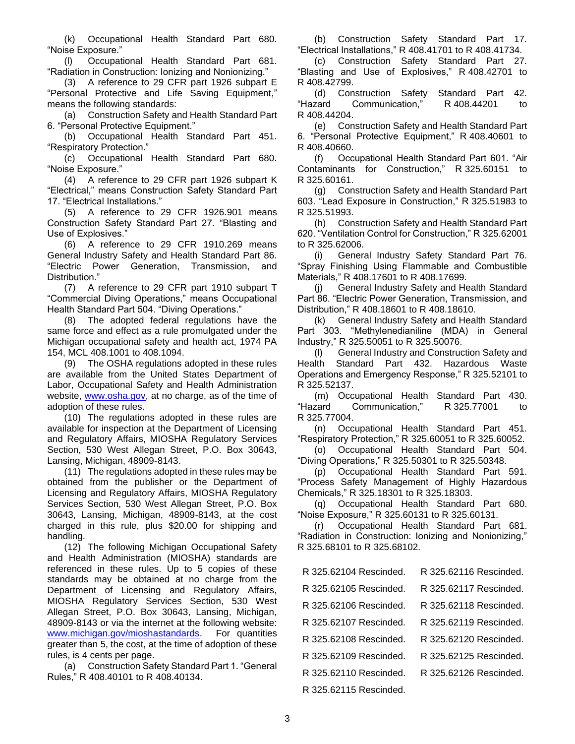(k) Occupational Health Standard Part 680. "Noise Exposure."

(l) Occupational Health Standard Part 681. "Radiation in Construction: Ionizing and Nonionizing."

(3) A reference to 29 CFR part 1926 subpart E "Personal Protective and Life Saving Equipment," means the following standards:

(a) Construction Safety and Health Standard Part 6. "Personal Protective Equipment."

(b) Occupational Health Standard Part 451. "Respiratory Protection."

(c) Occupational Health Standard Part 680. "Noise Exposure."

(4) A reference to 29 CFR part 1926 subpart K "Electrical," means Construction Safety Standard Part 17. "Electrical Installations."

(5) A reference to 29 CFR 1926.901 means Construction Safety Standard Part 27. "Blasting and Use of Explosives."

(6) A reference to 29 CFR 1910.269 means General Industry Safety and Health Standard Part 86. "Electric Power Generation, Transmission, and Distribution."

(7) A reference to 29 CFR part 1910 subpart T "Commercial Diving Operations," means Occupational Health Standard Part 504. "Diving Operations."

(8) The adopted federal regulations have the same force and effect as a rule promulgated under the Michigan occupational safety and health act, 1974 PA 154, MCL 408.1001 to 408.1094.

(9) The OSHA regulations adopted in these rules are available from the United States Department of Labor, Occupational Safety and Health Administration website, www.osha.gov, at no charge, as of the time of adoption of these rules.

(10) The regulations adopted in these rules are available for inspection at the Department of Licensing and Regulatory Affairs, MIOSHA Regulatory Services Section, 530 West Allegan Street, P.O. Box 30643, Lansing, Michigan, 48909-8143.

(11) The regulations adopted in these rules may be obtained from the publisher or the Department of Licensing and Regulatory Affairs, MIOSHA Regulatory Services Section, 530 West Allegan Street, P.O. Box 30643, Lansing, Michigan, 48909-8143, at the cost charged in this rule, plus $20.00 for shipping and handling.

(12) The following Michigan Occupational Safety and Health Administration (MIOSHA) standards are referenced in these rules. Up to 5 copies of these standards may be obtained at no charge from the Department of Licensing and Regulatory Affairs, MIOSHA Regulatory Services Section, 530 West Allegan Street, P.O. Box 30643, Lansing, Michigan, 48909-8143 or via the internet at the following website: www.michigan.gov/mioshastandards. For quantities greater than 5, the cost, at the time of adoption of these rules, is 4 cents per page.

(a) Construction Safety Standard Part 1. "General Rules," R 408.40101 to R 408.40134.

(b) Construction Safety Standard Part 17. "Electrical Installations," R 408.41701 to R 408.41734.

(c) Construction Safety Standard Part 27. "Blasting and Use of Explosives," R 408.42701 to R 408.42799.

(d) Construction Safety Standard Part 42. "Hazard Communication," R 408.44201 to R 408.44204.

(e) Construction Safety and Health Standard Part 6. "Personal Protective Equipment," R 408.40601 to R 408.40660.

(f) Occupational Health Standard Part 601. "Air Contaminants for Construction," R 325.60151 to R 325.60161.

(g) Construction Safety and Health Standard Part 603. "Lead Exposure in Construction," R 325.51983 to R 325.51993.

(h) Construction Safety and Health Standard Part 620. "Ventilation Control for Construction," R 325.62001 to R 325.62006.

(i) General Industry Safety Standard Part 76. "Spray Finishing Using Flammable and Combustible Materials," R 408.17601 to R 408.17699.

(j) General Industry Safety and Health Standard Part 86. "Electric Power Generation, Transmission, and Distribution," R 408.18601 to R 408.18610.

(k) General Industry Safety and Health Standard Part 303. "Methylenedianiline (MDA) in General Industry," R 325.50051 to R 325.50076.

(l) General Industry and Construction Safety and Health Standard Part 432. Hazardous Waste Operations and Emergency Response," R 325.52101 to R 325.52137.

(m) Occupational Health Standard Part 430. "Hazard Communication," R 325.77001 to R 325.77004.

(n) Occupational Health Standard Part 451. "Respiratory Protection," R 325.60051 to R 325.60052.

(o) Occupational Health Standard Part 504. "Diving Operations," R 325.50301 to R 325.50348.

(p) Occupational Health Standard Part 591. "Process Safety Management of Highly Hazardous Chemicals," R 325.18301 to R 325.18303.

(q) Occupational Health Standard Part 680. "Noise Exposure," R 325.60131 to R 325.60131.

(r) Occupational Health Standard Part 681. "Radiation in Construction: Ionizing and Nonionizing," R 325.68101 to R 325.68102.

R 325.62104 Rescinded.

R 325.62105 Rescinded.

R 325.62106 Rescinded.

R 325.62107 Rescinded.

R 325.62108 Rescinded.

R 325.62109 Rescinded.

R 325.62110 Rescinded.

R 325.62115 Rescinded.

R 325.62116 Rescinded.

R 325.62117 Rescinded.

R 325.62118 Rescinded.

R 325.62119 Rescinded.

R 325.62120 Rescinded.

R 325.62125 Rescinded.

R 325.62126 Rescinded.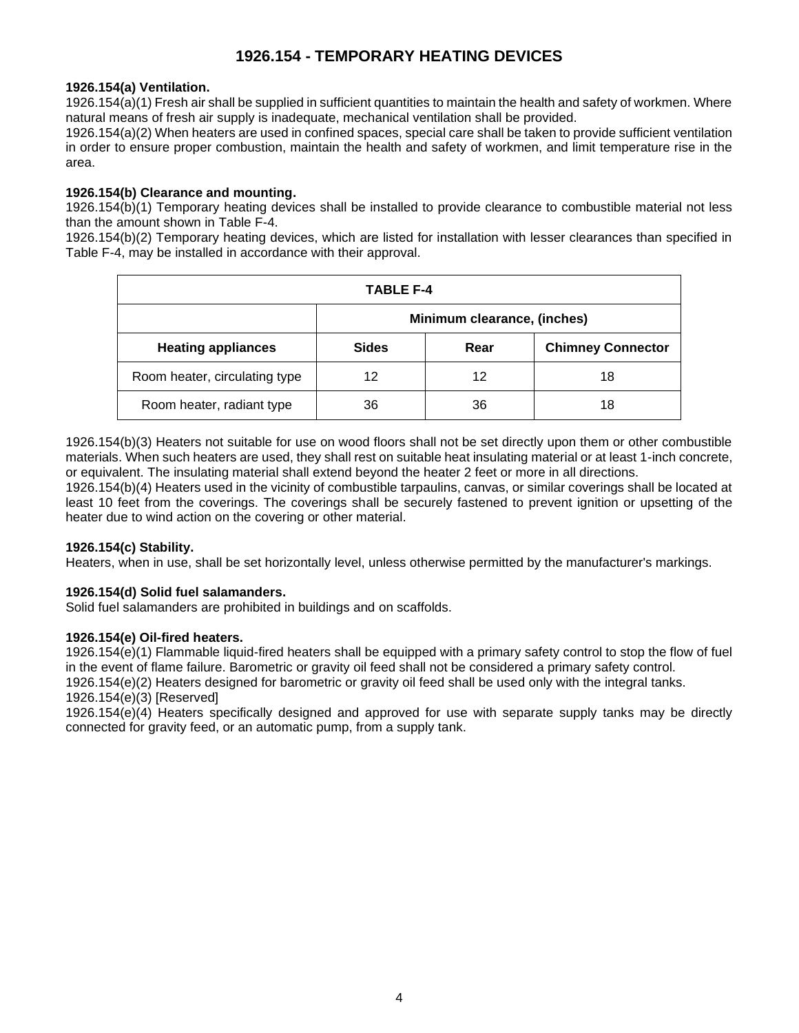# 1926.154 - TEMPORARY HEATING DEVICES

**1926.154(a) Ventilation.**

1926.154(a)(1) Fresh air shall be supplied in sufficient quantities to maintain the health and safety of workmen. Where natural means of fresh air supply is inadequate, mechanical ventilation shall be provided.

1926.154(a)(2) When heaters are used in confined spaces, special care shall be taken to provide sufficient ventilation in order to ensure proper combustion, maintain the health and safety of workmen, and limit temperature rise in the area.

**1926.154(b) Clearance and mounting.**

1926.154(b)(1) Temporary heating devices shall be installed to provide clearance to combustible material not less than the amount shown in Table F-4.

1926.154(b)(2) Temporary heating devices, which are listed for installation with lesser clearances than specified in Table F-4, may be installed in accordance with their approval.

**TABLE F-4**

| | Minimum clearance, (inches) | | |
|---|---|---|---|
| **Heating appliances** | **Sides** | **Rear** | **Chimney Connector** |
| Room heater, circulating type | 12 | 12 | 18 |
| Room heater, radiant type | 36 | 36 | 18 |

1926.154(b)(3) Heaters not suitable for use on wood floors shall not be set directly upon them or other combustible materials. When such heaters are used, they shall rest on suitable heat insulating material or at least 1-inch concrete, or equivalent. The insulating material shall extend beyond the heater 2 feet or more in all directions.

1926.154(b)(4) Heaters used in the vicinity of combustible tarpaulins, canvas, or similar coverings shall be located at least 10 feet from the coverings. The coverings shall be securely fastened to prevent ignition or upsetting of the heater due to wind action on the covering or other material.

**1926.154(c) Stability.**

Heaters, when in use, shall be set horizontally level, unless otherwise permitted by the manufacturer's markings.

**1926.154(d) Solid fuel salamanders.**

Solid fuel salamanders are prohibited in buildings and on scaffolds.

**1926.154(e) Oil-fired heaters.**

1926.154(e)(1) Flammable liquid-fired heaters shall be equipped with a primary safety control to stop the flow of fuel in the event of flame failure. Barometric or gravity oil feed shall not be considered a primary safety control.

1926.154(e)(2) Heaters designed for barometric or gravity oil feed shall be used only with the integral tanks.

1926.154(e)(3) [Reserved]

1926.154(e)(4) Heaters specifically designed and approved for use with separate supply tanks may be directly connected for gravity feed, or an automatic pump, from a supply tank.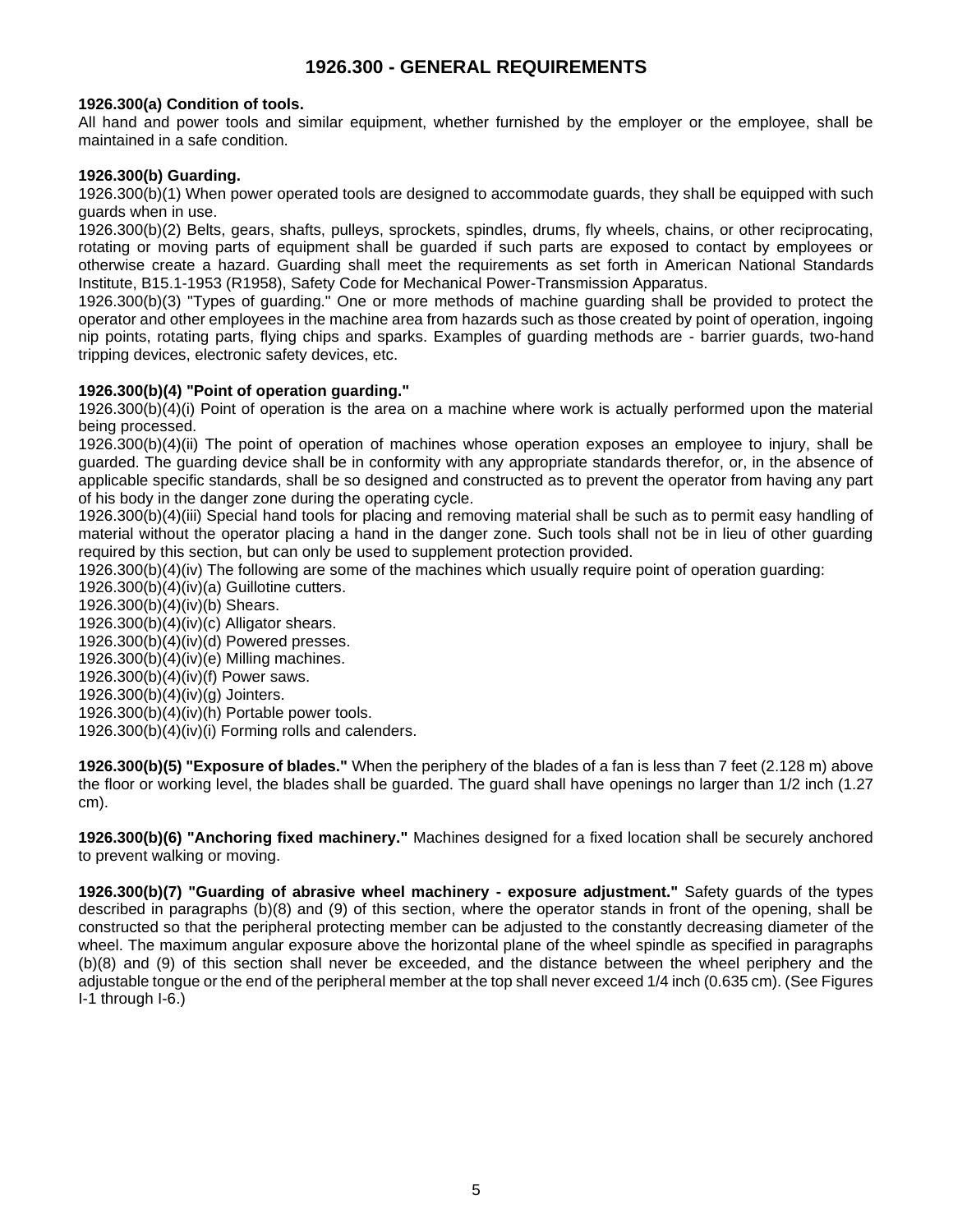# 1926.300 - GENERAL REQUIREMENTS

**1926.300(a) Condition of tools.**
All hand and power tools and similar equipment, whether furnished by the employer or the employee, shall be maintained in a safe condition.

**1926.300(b) Guarding.**
1926.300(b)(1) When power operated tools are designed to accommodate guards, they shall be equipped with such guards when in use.
1926.300(b)(2) Belts, gears, shafts, pulleys, sprockets, spindles, drums, fly wheels, chains, or other reciprocating, rotating or moving parts of equipment shall be guarded if such parts are exposed to contact by employees or otherwise create a hazard. Guarding shall meet the requirements as set forth in American National Standards Institute, B15.1-1953 (R1958), Safety Code for Mechanical Power-Transmission Apparatus.
1926.300(b)(3) "Types of guarding." One or more methods of machine guarding shall be provided to protect the operator and other employees in the machine area from hazards such as those created by point of operation, ingoing nip points, rotating parts, flying chips and sparks. Examples of guarding methods are - barrier guards, two-hand tripping devices, electronic safety devices, etc.

**1926.300(b)(4) "Point of operation guarding."**
1926.300(b)(4)(i) Point of operation is the area on a machine where work is actually performed upon the material being processed.
1926.300(b)(4)(ii) The point of operation of machines whose operation exposes an employee to injury, shall be guarded. The guarding device shall be in conformity with any appropriate standards therefor, or, in the absence of applicable specific standards, shall be so designed and constructed as to prevent the operator from having any part of his body in the danger zone during the operating cycle.
1926.300(b)(4)(iii) Special hand tools for placing and removing material shall be such as to permit easy handling of material without the operator placing a hand in the danger zone. Such tools shall not be in lieu of other guarding required by this section, but can only be used to supplement protection provided.
1926.300(b)(4)(iv) The following are some of the machines which usually require point of operation guarding:
1926.300(b)(4)(iv)(a) Guillotine cutters.
1926.300(b)(4)(iv)(b) Shears.
1926.300(b)(4)(iv)(c) Alligator shears.
1926.300(b)(4)(iv)(d) Powered presses.
1926.300(b)(4)(iv)(e) Milling machines.
1926.300(b)(4)(iv)(f) Power saws.
1926.300(b)(4)(iv)(g) Jointers.
1926.300(b)(4)(iv)(h) Portable power tools.
1926.300(b)(4)(iv)(i) Forming rolls and calenders.

**1926.300(b)(5) "Exposure of blades."** When the periphery of the blades of a fan is less than 7 feet (2.128 m) above the floor or working level, the blades shall be guarded. The guard shall have openings no larger than 1/2 inch (1.27 cm).

**1926.300(b)(6) "Anchoring fixed machinery."** Machines designed for a fixed location shall be securely anchored to prevent walking or moving.

**1926.300(b)(7) "Guarding of abrasive wheel machinery - exposure adjustment."** Safety guards of the types described in paragraphs (b)(8) and (9) of this section, where the operator stands in front of the opening, shall be constructed so that the peripheral protecting member can be adjusted to the constantly decreasing diameter of the wheel. The maximum angular exposure above the horizontal plane of the wheel spindle as specified in paragraphs (b)(8) and (9) of this section shall never be exceeded, and the distance between the wheel periphery and the adjustable tongue or the end of the peripheral member at the top shall never exceed 1/4 inch (0.635 cm). (See Figures I-1 through I-6.)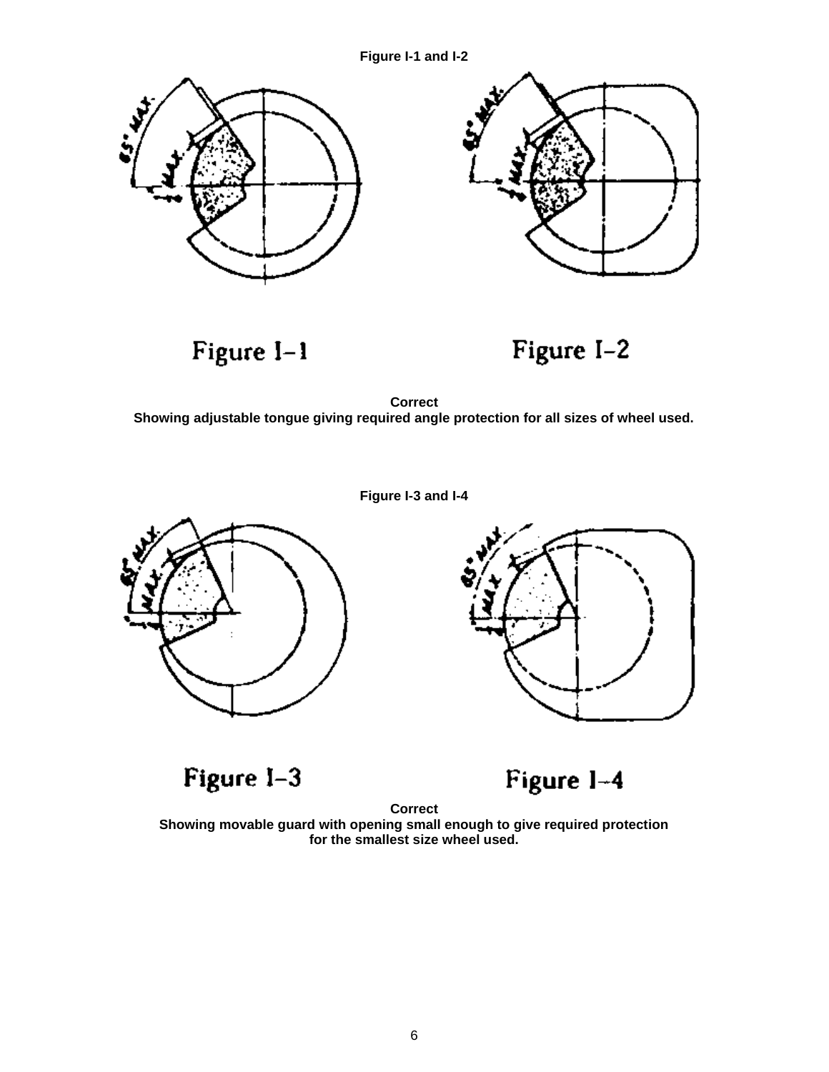**Figure I-1 and I-2**

Figure I–1

Figure I–2

**Correct**
**Showing adjustable tongue giving required angle protection for all sizes of wheel used.**

**Figure I-3 and I-4**

Figure I–3

Figure I–4

**Correct**
**Showing movable guard with opening small enough to give required protection for the smallest size wheel used.**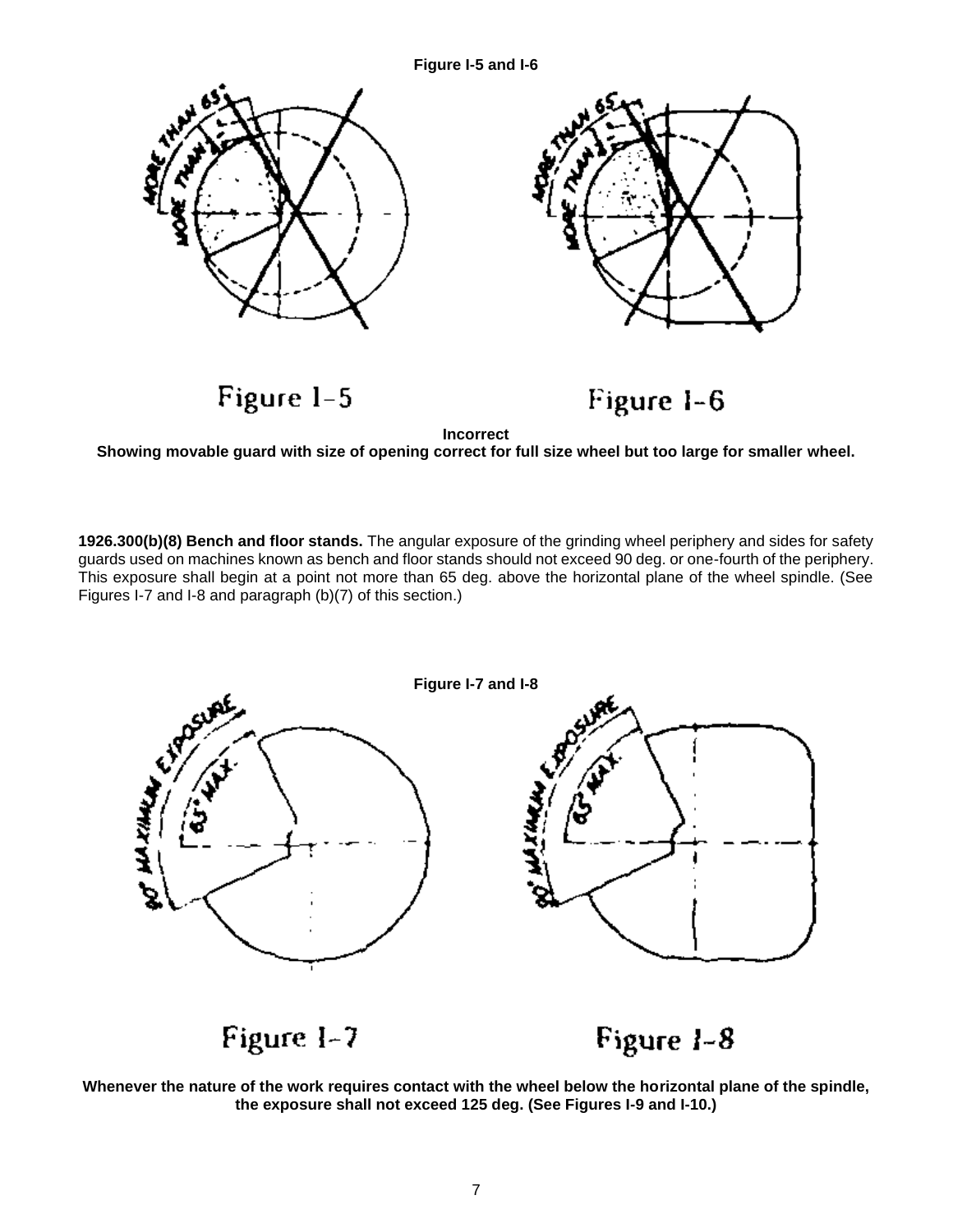**Figure I-5 and I-6**

Figure I-5

Figure I-6

**Incorrect**
**Showing movable guard with size of opening correct for full size wheel but too large for smaller wheel.**

**1926.300(b)(8) Bench and floor stands.** The angular exposure of the grinding wheel periphery and sides for safety guards used on machines known as bench and floor stands should not exceed 90 deg. or one-fourth of the periphery. This exposure shall begin at a point not more than 65 deg. above the horizontal plane of the wheel spindle. (See Figures I-7 and I-8 and paragraph (b)(7) of this section.)

**Figure I-7 and I-8**

Figure I-7

Figure I-8

**Whenever the nature of the work requires contact with the wheel below the horizontal plane of the spindle, the exposure shall not exceed 125 deg. (See Figures I-9 and I-10.)**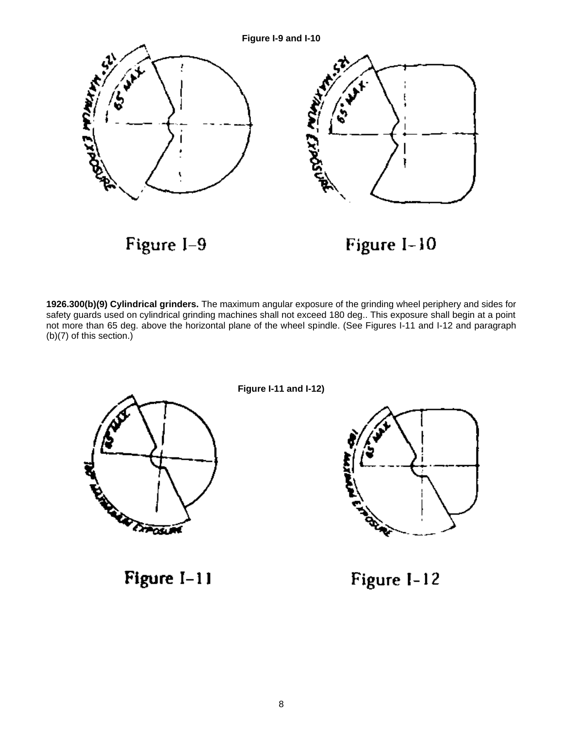**Figure I-9 and I-10**

Figure I–9

Figure I–10

**1926.300(b)(9) Cylindrical grinders.** The maximum angular exposure of the grinding wheel periphery and sides for safety guards used on cylindrical grinding machines shall not exceed 180 deg.. This exposure shall begin at a point not more than 65 deg. above the horizontal plane of the wheel spindle. (See Figures I-11 and I-12 and paragraph (b)(7) of this section.)

**Figure I-11 and I-12)**

Figure I–11

Figure I–12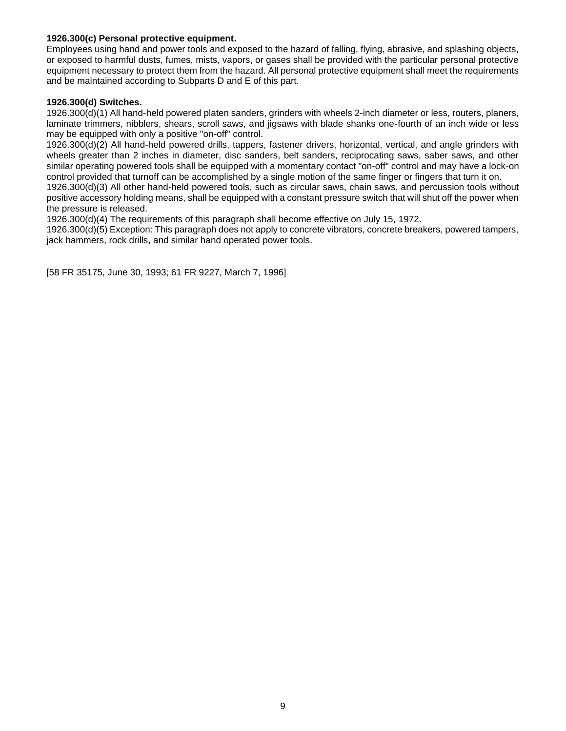**1926.300(c) Personal protective equipment.**

Employees using hand and power tools and exposed to the hazard of falling, flying, abrasive, and splashing objects, or exposed to harmful dusts, fumes, mists, vapors, or gases shall be provided with the particular personal protective equipment necessary to protect them from the hazard. All personal protective equipment shall meet the requirements and be maintained according to Subparts D and E of this part.

**1926.300(d) Switches.**

1926.300(d)(1) All hand-held powered platen sanders, grinders with wheels 2-inch diameter or less, routers, planers, laminate trimmers, nibblers, shears, scroll saws, and jigsaws with blade shanks one-fourth of an inch wide or less may be equipped with only a positive "on-off" control.

1926.300(d)(2) All hand-held powered drills, tappers, fastener drivers, horizontal, vertical, and angle grinders with wheels greater than 2 inches in diameter, disc sanders, belt sanders, reciprocating saws, saber saws, and other similar operating powered tools shall be equipped with a momentary contact "on-off" control and may have a lock-on control provided that turnoff can be accomplished by a single motion of the same finger or fingers that turn it on.

1926.300(d)(3) All other hand-held powered tools, such as circular saws, chain saws, and percussion tools without positive accessory holding means, shall be equipped with a constant pressure switch that will shut off the power when the pressure is released.

1926.300(d)(4) The requirements of this paragraph shall become effective on July 15, 1972.

1926.300(d)(5) Exception: This paragraph does not apply to concrete vibrators, concrete breakers, powered tampers, jack hammers, rock drills, and similar hand operated power tools.

[58 FR 35175, June 30, 1993; 61 FR 9227, March 7, 1996]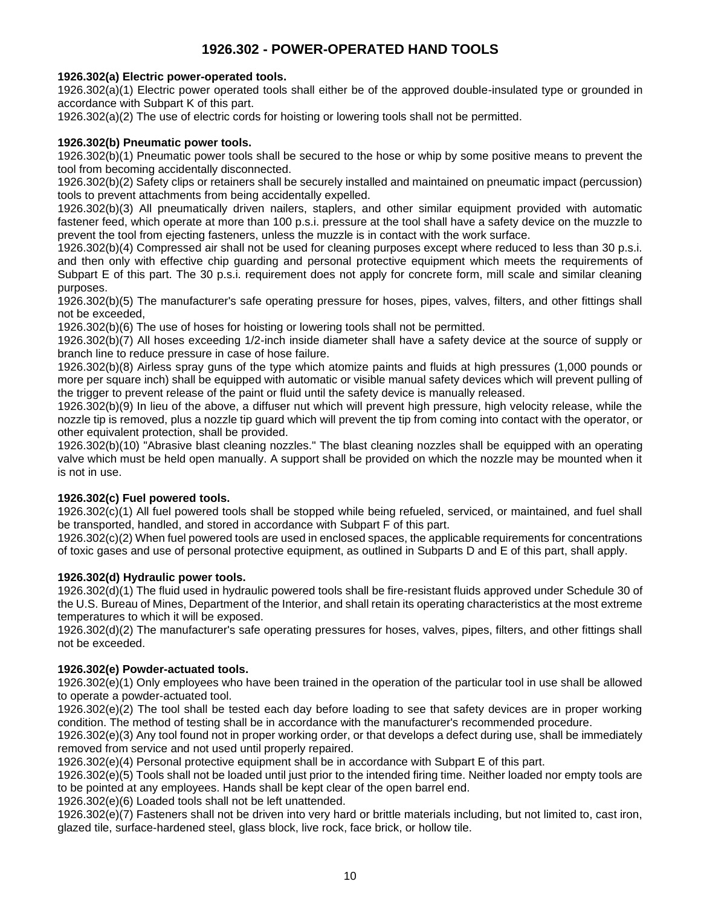# 1926.302 - POWER-OPERATED HAND TOOLS

**1926.302(a) Electric power-operated tools.**

1926.302(a)(1) Electric power operated tools shall either be of the approved double-insulated type or grounded in accordance with Subpart K of this part.

1926.302(a)(2) The use of electric cords for hoisting or lowering tools shall not be permitted.

**1926.302(b) Pneumatic power tools.**

1926.302(b)(1) Pneumatic power tools shall be secured to the hose or whip by some positive means to prevent the tool from becoming accidentally disconnected.

1926.302(b)(2) Safety clips or retainers shall be securely installed and maintained on pneumatic impact (percussion) tools to prevent attachments from being accidentally expelled.

1926.302(b)(3) All pneumatically driven nailers, staplers, and other similar equipment provided with automatic fastener feed, which operate at more than 100 p.s.i. pressure at the tool shall have a safety device on the muzzle to prevent the tool from ejecting fasteners, unless the muzzle is in contact with the work surface.

1926.302(b)(4) Compressed air shall not be used for cleaning purposes except where reduced to less than 30 p.s.i. and then only with effective chip guarding and personal protective equipment which meets the requirements of Subpart E of this part. The 30 p.s.i. requirement does not apply for concrete form, mill scale and similar cleaning purposes.

1926.302(b)(5) The manufacturer's safe operating pressure for hoses, pipes, valves, filters, and other fittings shall not be exceeded,

1926.302(b)(6) The use of hoses for hoisting or lowering tools shall not be permitted.

1926.302(b)(7) All hoses exceeding 1/2-inch inside diameter shall have a safety device at the source of supply or branch line to reduce pressure in case of hose failure.

1926.302(b)(8) Airless spray guns of the type which atomize paints and fluids at high pressures (1,000 pounds or more per square inch) shall be equipped with automatic or visible manual safety devices which will prevent pulling of the trigger to prevent release of the paint or fluid until the safety device is manually released.

1926.302(b)(9) In lieu of the above, a diffuser nut which will prevent high pressure, high velocity release, while the nozzle tip is removed, plus a nozzle tip guard which will prevent the tip from coming into contact with the operator, or other equivalent protection, shall be provided.

1926.302(b)(10) "Abrasive blast cleaning nozzles." The blast cleaning nozzles shall be equipped with an operating valve which must be held open manually. A support shall be provided on which the nozzle may be mounted when it is not in use.

**1926.302(c) Fuel powered tools.**

1926.302(c)(1) All fuel powered tools shall be stopped while being refueled, serviced, or maintained, and fuel shall be transported, handled, and stored in accordance with Subpart F of this part.

1926.302(c)(2) When fuel powered tools are used in enclosed spaces, the applicable requirements for concentrations of toxic gases and use of personal protective equipment, as outlined in Subparts D and E of this part, shall apply.

**1926.302(d) Hydraulic power tools.**

1926.302(d)(1) The fluid used in hydraulic powered tools shall be fire-resistant fluids approved under Schedule 30 of the U.S. Bureau of Mines, Department of the Interior, and shall retain its operating characteristics at the most extreme temperatures to which it will be exposed.

1926.302(d)(2) The manufacturer's safe operating pressures for hoses, valves, pipes, filters, and other fittings shall not be exceeded.

**1926.302(e) Powder-actuated tools.**

1926.302(e)(1) Only employees who have been trained in the operation of the particular tool in use shall be allowed to operate a powder-actuated tool.

1926.302(e)(2) The tool shall be tested each day before loading to see that safety devices are in proper working condition. The method of testing shall be in accordance with the manufacturer's recommended procedure.

1926.302(e)(3) Any tool found not in proper working order, or that develops a defect during use, shall be immediately removed from service and not used until properly repaired.

1926.302(e)(4) Personal protective equipment shall be in accordance with Subpart E of this part.

1926.302(e)(5) Tools shall not be loaded until just prior to the intended firing time. Neither loaded nor empty tools are to be pointed at any employees. Hands shall be kept clear of the open barrel end.

1926.302(e)(6) Loaded tools shall not be left unattended.

1926.302(e)(7) Fasteners shall not be driven into very hard or brittle materials including, but not limited to, cast iron, glazed tile, surface-hardened steel, glass block, live rock, face brick, or hollow tile.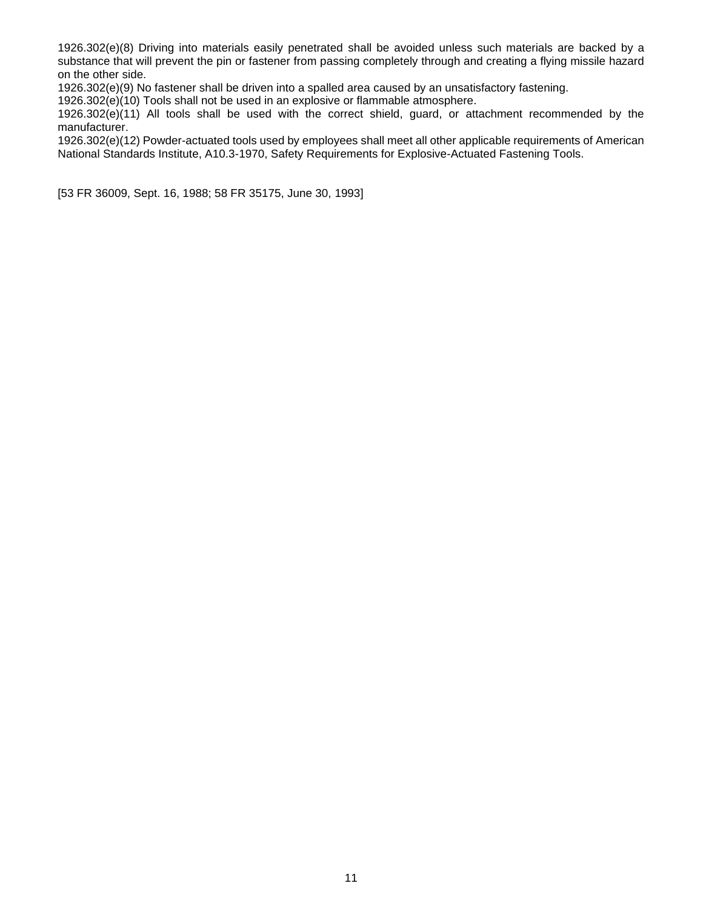1926.302(e)(8) Driving into materials easily penetrated shall be avoided unless such materials are backed by a substance that will prevent the pin or fastener from passing completely through and creating a flying missile hazard on the other side.

1926.302(e)(9) No fastener shall be driven into a spalled area caused by an unsatisfactory fastening.

1926.302(e)(10) Tools shall not be used in an explosive or flammable atmosphere.

1926.302(e)(11) All tools shall be used with the correct shield, guard, or attachment recommended by the manufacturer.

1926.302(e)(12) Powder-actuated tools used by employees shall meet all other applicable requirements of American National Standards Institute, A10.3-1970, Safety Requirements for Explosive-Actuated Fastening Tools.

[53 FR 36009, Sept. 16, 1988; 58 FR 35175, June 30, 1993]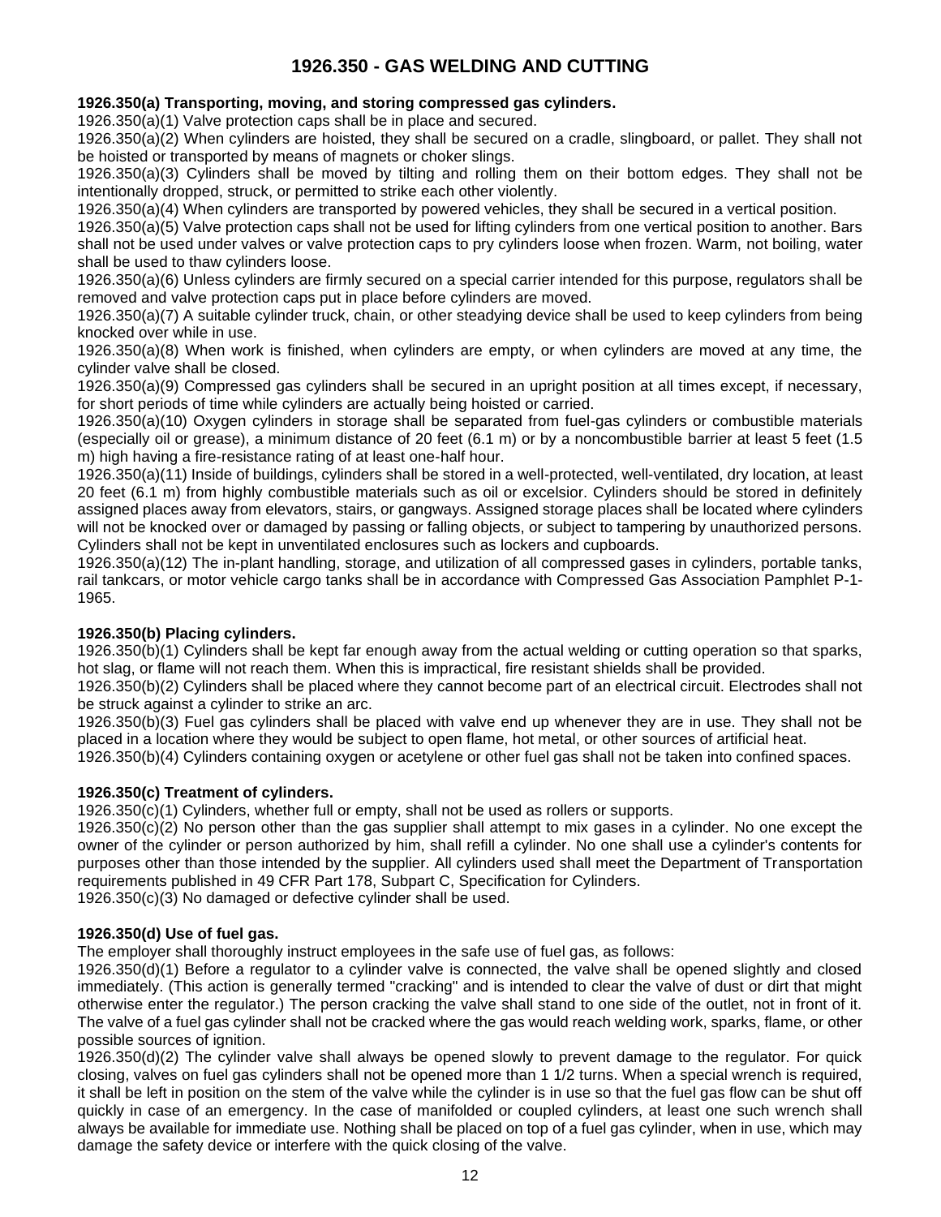# 1926.350 - GAS WELDING AND CUTTING

**1926.350(a) Transporting, moving, and storing compressed gas cylinders.**

1926.350(a)(1) Valve protection caps shall be in place and secured.

1926.350(a)(2) When cylinders are hoisted, they shall be secured on a cradle, slingboard, or pallet. They shall not be hoisted or transported by means of magnets or choker slings.

1926.350(a)(3) Cylinders shall be moved by tilting and rolling them on their bottom edges. They shall not be intentionally dropped, struck, or permitted to strike each other violently.

1926.350(a)(4) When cylinders are transported by powered vehicles, they shall be secured in a vertical position.

1926.350(a)(5) Valve protection caps shall not be used for lifting cylinders from one vertical position to another. Bars shall not be used under valves or valve protection caps to pry cylinders loose when frozen. Warm, not boiling, water shall be used to thaw cylinders loose.

1926.350(a)(6) Unless cylinders are firmly secured on a special carrier intended for this purpose, regulators shall be removed and valve protection caps put in place before cylinders are moved.

1926.350(a)(7) A suitable cylinder truck, chain, or other steadying device shall be used to keep cylinders from being knocked over while in use.

1926.350(a)(8) When work is finished, when cylinders are empty, or when cylinders are moved at any time, the cylinder valve shall be closed.

1926.350(a)(9) Compressed gas cylinders shall be secured in an upright position at all times except, if necessary, for short periods of time while cylinders are actually being hoisted or carried.

1926.350(a)(10) Oxygen cylinders in storage shall be separated from fuel-gas cylinders or combustible materials (especially oil or grease), a minimum distance of 20 feet (6.1 m) or by a noncombustible barrier at least 5 feet (1.5 m) high having a fire-resistance rating of at least one-half hour.

1926.350(a)(11) Inside of buildings, cylinders shall be stored in a well-protected, well-ventilated, dry location, at least 20 feet (6.1 m) from highly combustible materials such as oil or excelsior. Cylinders should be stored in definitely assigned places away from elevators, stairs, or gangways. Assigned storage places shall be located where cylinders will not be knocked over or damaged by passing or falling objects, or subject to tampering by unauthorized persons. Cylinders shall not be kept in unventilated enclosures such as lockers and cupboards.

1926.350(a)(12) The in-plant handling, storage, and utilization of all compressed gases in cylinders, portable tanks, rail tankcars, or motor vehicle cargo tanks shall be in accordance with Compressed Gas Association Pamphlet P-1-1965.

**1926.350(b) Placing cylinders.**

1926.350(b)(1) Cylinders shall be kept far enough away from the actual welding or cutting operation so that sparks, hot slag, or flame will not reach them. When this is impractical, fire resistant shields shall be provided.

1926.350(b)(2) Cylinders shall be placed where they cannot become part of an electrical circuit. Electrodes shall not be struck against a cylinder to strike an arc.

1926.350(b)(3) Fuel gas cylinders shall be placed with valve end up whenever they are in use. They shall not be placed in a location where they would be subject to open flame, hot metal, or other sources of artificial heat.

1926.350(b)(4) Cylinders containing oxygen or acetylene or other fuel gas shall not be taken into confined spaces.

**1926.350(c) Treatment of cylinders.**

1926.350(c)(1) Cylinders, whether full or empty, shall not be used as rollers or supports.

1926.350(c)(2) No person other than the gas supplier shall attempt to mix gases in a cylinder. No one except the owner of the cylinder or person authorized by him, shall refill a cylinder. No one shall use a cylinder's contents for purposes other than those intended by the supplier. All cylinders used shall meet the Department of Transportation requirements published in 49 CFR Part 178, Subpart C, Specification for Cylinders.

1926.350(c)(3) No damaged or defective cylinder shall be used.

**1926.350(d) Use of fuel gas.**

The employer shall thoroughly instruct employees in the safe use of fuel gas, as follows:

1926.350(d)(1) Before a regulator to a cylinder valve is connected, the valve shall be opened slightly and closed immediately. (This action is generally termed "cracking" and is intended to clear the valve of dust or dirt that might otherwise enter the regulator.) The person cracking the valve shall stand to one side of the outlet, not in front of it. The valve of a fuel gas cylinder shall not be cracked where the gas would reach welding work, sparks, flame, or other possible sources of ignition.

1926.350(d)(2) The cylinder valve shall always be opened slowly to prevent damage to the regulator. For quick closing, valves on fuel gas cylinders shall not be opened more than 1 1/2 turns. When a special wrench is required, it shall be left in position on the stem of the valve while the cylinder is in use so that the fuel gas flow can be shut off quickly in case of an emergency. In the case of manifolded or coupled cylinders, at least one such wrench shall always be available for immediate use. Nothing shall be placed on top of a fuel gas cylinder, when in use, which may damage the safety device or interfere with the quick closing of the valve.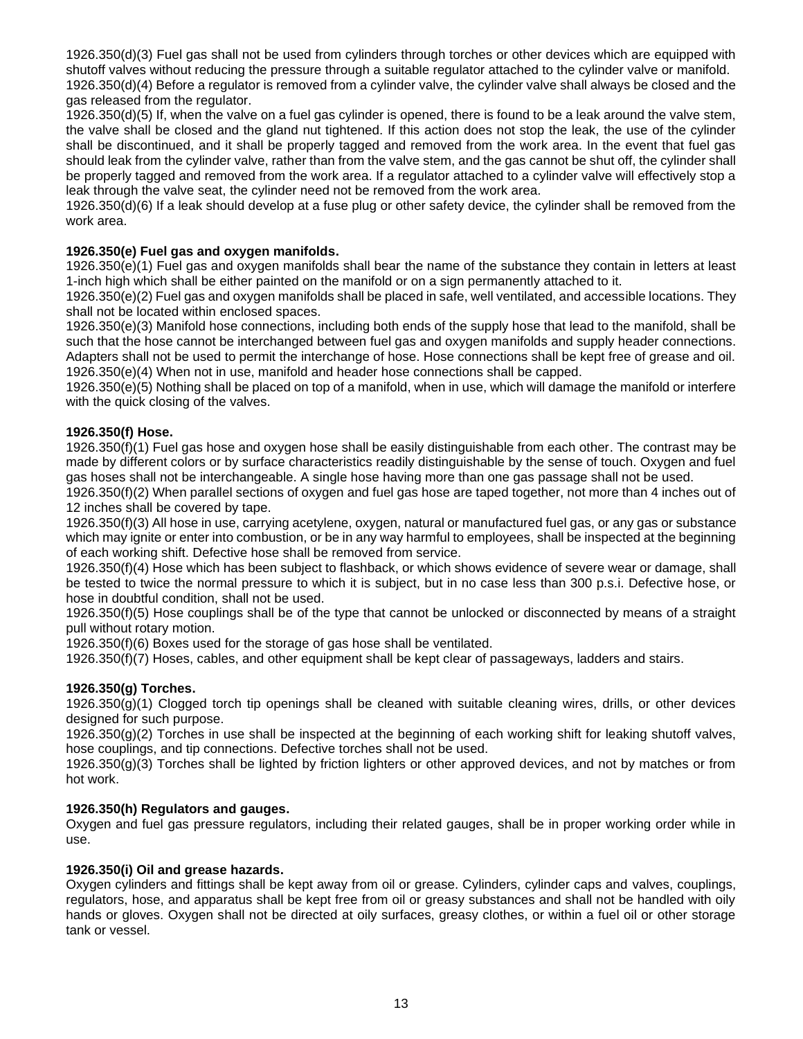1926.350(d)(3) Fuel gas shall not be used from cylinders through torches or other devices which are equipped with shutoff valves without reducing the pressure through a suitable regulator attached to the cylinder valve or manifold.
1926.350(d)(4) Before a regulator is removed from a cylinder valve, the cylinder valve shall always be closed and the gas released from the regulator.
1926.350(d)(5) If, when the valve on a fuel gas cylinder is opened, there is found to be a leak around the valve stem, the valve shall be closed and the gland nut tightened. If this action does not stop the leak, the use of the cylinder shall be discontinued, and it shall be properly tagged and removed from the work area. In the event that fuel gas should leak from the cylinder valve, rather than from the valve stem, and the gas cannot be shut off, the cylinder shall be properly tagged and removed from the work area. If a regulator attached to a cylinder valve will effectively stop a leak through the valve seat, the cylinder need not be removed from the work area.
1926.350(d)(6) If a leak should develop at a fuse plug or other safety device, the cylinder shall be removed from the work area.

**1926.350(e) Fuel gas and oxygen manifolds.**
1926.350(e)(1) Fuel gas and oxygen manifolds shall bear the name of the substance they contain in letters at least 1-inch high which shall be either painted on the manifold or on a sign permanently attached to it.
1926.350(e)(2) Fuel gas and oxygen manifolds shall be placed in safe, well ventilated, and accessible locations. They shall not be located within enclosed spaces.
1926.350(e)(3) Manifold hose connections, including both ends of the supply hose that lead to the manifold, shall be such that the hose cannot be interchanged between fuel gas and oxygen manifolds and supply header connections. Adapters shall not be used to permit the interchange of hose. Hose connections shall be kept free of grease and oil.
1926.350(e)(4) When not in use, manifold and header hose connections shall be capped.
1926.350(e)(5) Nothing shall be placed on top of a manifold, when in use, which will damage the manifold or interfere with the quick closing of the valves.

**1926.350(f) Hose.**
1926.350(f)(1) Fuel gas hose and oxygen hose shall be easily distinguishable from each other. The contrast may be made by different colors or by surface characteristics readily distinguishable by the sense of touch. Oxygen and fuel gas hoses shall not be interchangeable. A single hose having more than one gas passage shall not be used.
1926.350(f)(2) When parallel sections of oxygen and fuel gas hose are taped together, not more than 4 inches out of 12 inches shall be covered by tape.
1926.350(f)(3) All hose in use, carrying acetylene, oxygen, natural or manufactured fuel gas, or any gas or substance which may ignite or enter into combustion, or be in any way harmful to employees, shall be inspected at the beginning of each working shift. Defective hose shall be removed from service.
1926.350(f)(4) Hose which has been subject to flashback, or which shows evidence of severe wear or damage, shall be tested to twice the normal pressure to which it is subject, but in no case less than 300 p.s.i. Defective hose, or hose in doubtful condition, shall not be used.
1926.350(f)(5) Hose couplings shall be of the type that cannot be unlocked or disconnected by means of a straight pull without rotary motion.
1926.350(f)(6) Boxes used for the storage of gas hose shall be ventilated.
1926.350(f)(7) Hoses, cables, and other equipment shall be kept clear of passageways, ladders and stairs.

**1926.350(g) Torches.**
1926.350(g)(1) Clogged torch tip openings shall be cleaned with suitable cleaning wires, drills, or other devices designed for such purpose.
1926.350(g)(2) Torches in use shall be inspected at the beginning of each working shift for leaking shutoff valves, hose couplings, and tip connections. Defective torches shall not be used.
1926.350(g)(3) Torches shall be lighted by friction lighters or other approved devices, and not by matches or from hot work.

**1926.350(h) Regulators and gauges.**
Oxygen and fuel gas pressure regulators, including their related gauges, shall be in proper working order while in use.

**1926.350(i) Oil and grease hazards.**
Oxygen cylinders and fittings shall be kept away from oil or grease. Cylinders, cylinder caps and valves, couplings, regulators, hose, and apparatus shall be kept free from oil or greasy substances and shall not be handled with oily hands or gloves. Oxygen shall not be directed at oily surfaces, greasy clothes, or within a fuel oil or other storage tank or vessel.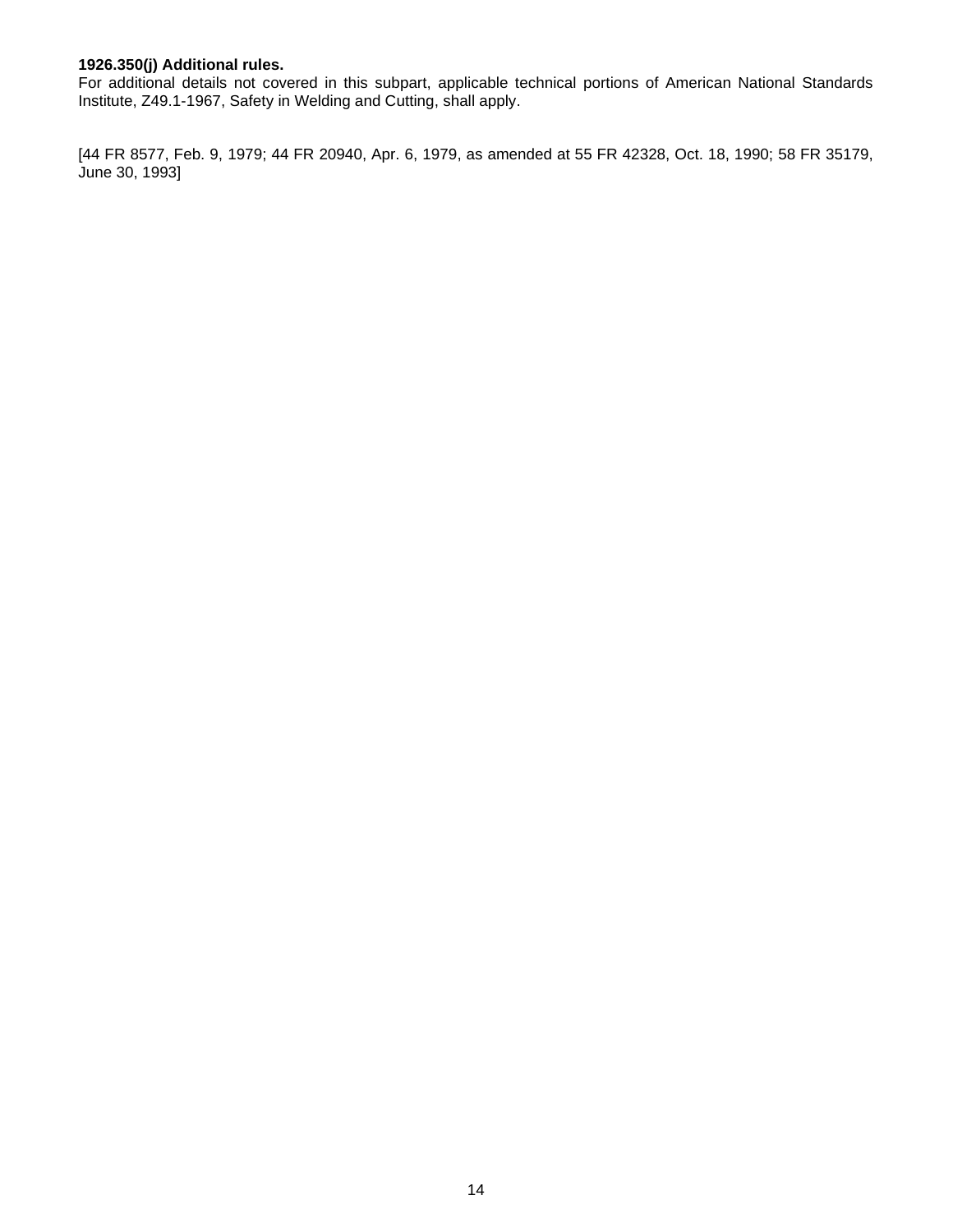**1926.350(j) Additional rules.**
For additional details not covered in this subpart, applicable technical portions of American National Standards Institute, Z49.1-1967, Safety in Welding and Cutting, shall apply.

[44 FR 8577, Feb. 9, 1979; 44 FR 20940, Apr. 6, 1979, as amended at 55 FR 42328, Oct. 18, 1990; 58 FR 35179, June 30, 1993]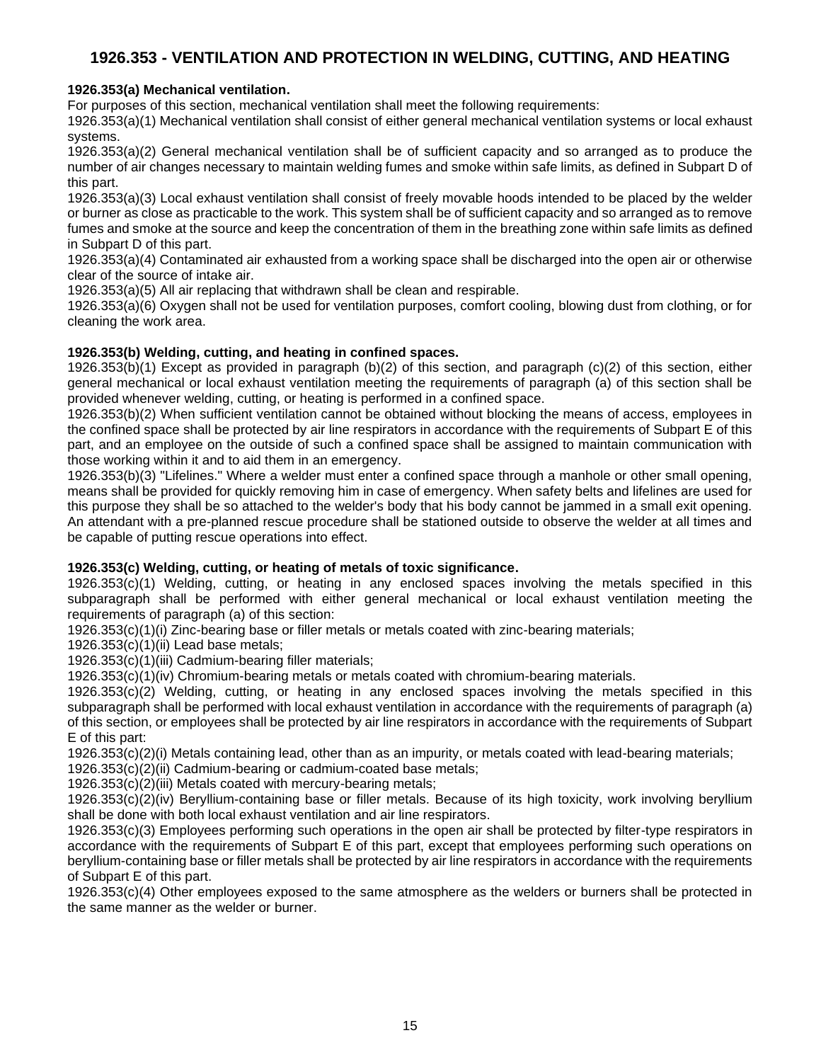# 1926.353 - VENTILATION AND PROTECTION IN WELDING, CUTTING, AND HEATING

**1926.353(a) Mechanical ventilation.**

For purposes of this section, mechanical ventilation shall meet the following requirements:

1926.353(a)(1) Mechanical ventilation shall consist of either general mechanical ventilation systems or local exhaust systems.

1926.353(a)(2) General mechanical ventilation shall be of sufficient capacity and so arranged as to produce the number of air changes necessary to maintain welding fumes and smoke within safe limits, as defined in Subpart D of this part.

1926.353(a)(3) Local exhaust ventilation shall consist of freely movable hoods intended to be placed by the welder or burner as close as practicable to the work. This system shall be of sufficient capacity and so arranged as to remove fumes and smoke at the source and keep the concentration of them in the breathing zone within safe limits as defined in Subpart D of this part.

1926.353(a)(4) Contaminated air exhausted from a working space shall be discharged into the open air or otherwise clear of the source of intake air.

1926.353(a)(5) All air replacing that withdrawn shall be clean and respirable.

1926.353(a)(6) Oxygen shall not be used for ventilation purposes, comfort cooling, blowing dust from clothing, or for cleaning the work area.

**1926.353(b) Welding, cutting, and heating in confined spaces.**

1926.353(b)(1) Except as provided in paragraph (b)(2) of this section, and paragraph (c)(2) of this section, either general mechanical or local exhaust ventilation meeting the requirements of paragraph (a) of this section shall be provided whenever welding, cutting, or heating is performed in a confined space.

1926.353(b)(2) When sufficient ventilation cannot be obtained without blocking the means of access, employees in the confined space shall be protected by air line respirators in accordance with the requirements of Subpart E of this part, and an employee on the outside of such a confined space shall be assigned to maintain communication with those working within it and to aid them in an emergency.

1926.353(b)(3) "Lifelines." Where a welder must enter a confined space through a manhole or other small opening, means shall be provided for quickly removing him in case of emergency. When safety belts and lifelines are used for this purpose they shall be so attached to the welder's body that his body cannot be jammed in a small exit opening. An attendant with a pre-planned rescue procedure shall be stationed outside to observe the welder at all times and be capable of putting rescue operations into effect.

**1926.353(c) Welding, cutting, or heating of metals of toxic significance.**

1926.353(c)(1) Welding, cutting, or heating in any enclosed spaces involving the metals specified in this subparagraph shall be performed with either general mechanical or local exhaust ventilation meeting the requirements of paragraph (a) of this section:

1926.353(c)(1)(i) Zinc-bearing base or filler metals or metals coated with zinc-bearing materials;

1926.353(c)(1)(ii) Lead base metals;

1926.353(c)(1)(iii) Cadmium-bearing filler materials;

1926.353(c)(1)(iv) Chromium-bearing metals or metals coated with chromium-bearing materials.

1926.353(c)(2) Welding, cutting, or heating in any enclosed spaces involving the metals specified in this subparagraph shall be performed with local exhaust ventilation in accordance with the requirements of paragraph (a) of this section, or employees shall be protected by air line respirators in accordance with the requirements of Subpart E of this part:

1926.353(c)(2)(i) Metals containing lead, other than as an impurity, or metals coated with lead-bearing materials;

1926.353(c)(2)(ii) Cadmium-bearing or cadmium-coated base metals;

1926.353(c)(2)(iii) Metals coated with mercury-bearing metals;

1926.353(c)(2)(iv) Beryllium-containing base or filler metals. Because of its high toxicity, work involving beryllium shall be done with both local exhaust ventilation and air line respirators.

1926.353(c)(3) Employees performing such operations in the open air shall be protected by filter-type respirators in accordance with the requirements of Subpart E of this part, except that employees performing such operations on beryllium-containing base or filler metals shall be protected by air line respirators in accordance with the requirements of Subpart E of this part.

1926.353(c)(4) Other employees exposed to the same atmosphere as the welders or burners shall be protected in the same manner as the welder or burner.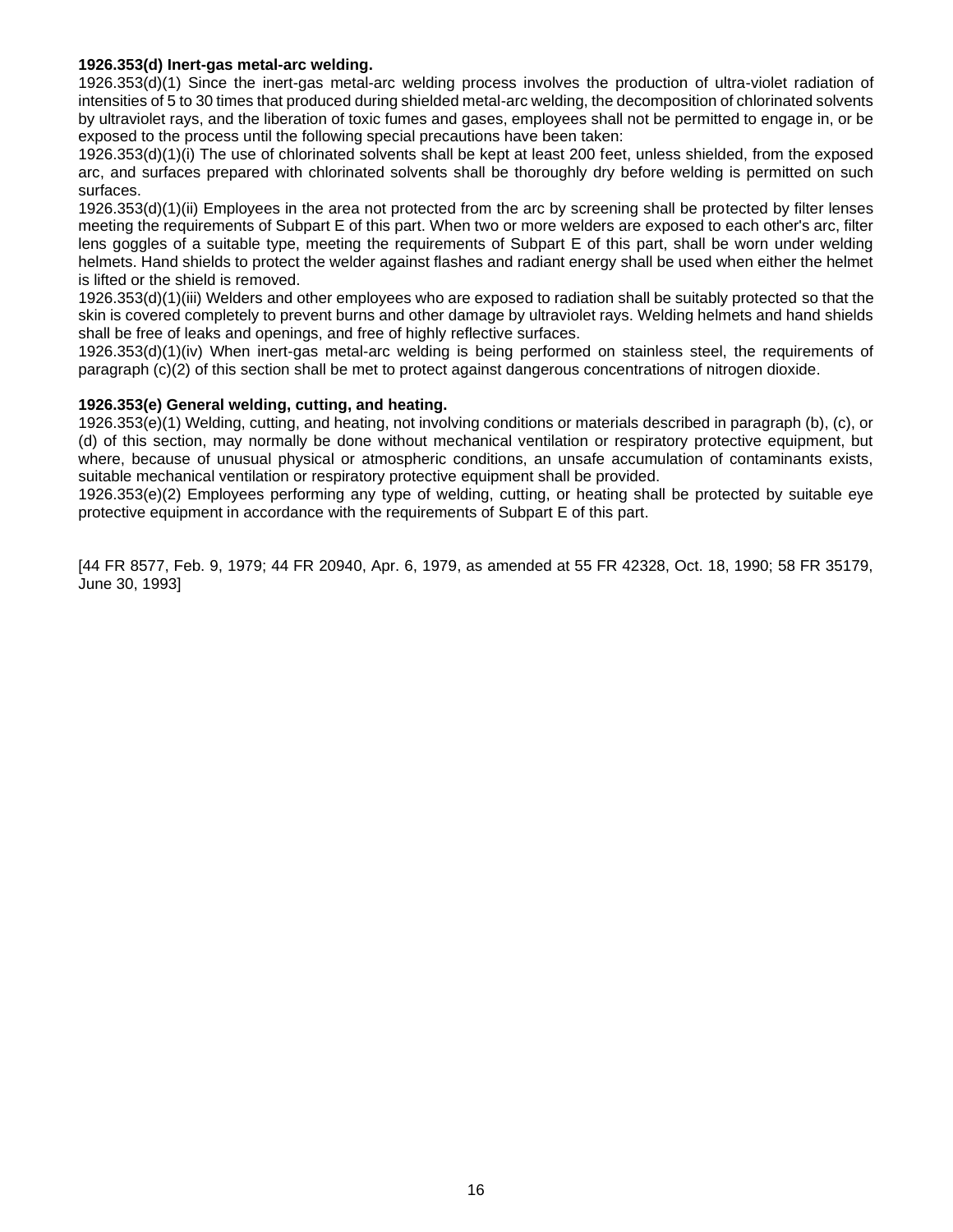**1926.353(d) Inert-gas metal-arc welding.**

1926.353(d)(1) Since the inert-gas metal-arc welding process involves the production of ultra-violet radiation of intensities of 5 to 30 times that produced during shielded metal-arc welding, the decomposition of chlorinated solvents by ultraviolet rays, and the liberation of toxic fumes and gases, employees shall not be permitted to engage in, or be exposed to the process until the following special precautions have been taken:

1926.353(d)(1)(i) The use of chlorinated solvents shall be kept at least 200 feet, unless shielded, from the exposed arc, and surfaces prepared with chlorinated solvents shall be thoroughly dry before welding is permitted on such surfaces.

1926.353(d)(1)(ii) Employees in the area not protected from the arc by screening shall be protected by filter lenses meeting the requirements of Subpart E of this part. When two or more welders are exposed to each other's arc, filter lens goggles of a suitable type, meeting the requirements of Subpart E of this part, shall be worn under welding helmets. Hand shields to protect the welder against flashes and radiant energy shall be used when either the helmet is lifted or the shield is removed.

1926.353(d)(1)(iii) Welders and other employees who are exposed to radiation shall be suitably protected so that the skin is covered completely to prevent burns and other damage by ultraviolet rays. Welding helmets and hand shields shall be free of leaks and openings, and free of highly reflective surfaces.

1926.353(d)(1)(iv) When inert-gas metal-arc welding is being performed on stainless steel, the requirements of paragraph (c)(2) of this section shall be met to protect against dangerous concentrations of nitrogen dioxide.

**1926.353(e) General welding, cutting, and heating.**

1926.353(e)(1) Welding, cutting, and heating, not involving conditions or materials described in paragraph (b), (c), or (d) of this section, may normally be done without mechanical ventilation or respiratory protective equipment, but where, because of unusual physical or atmospheric conditions, an unsafe accumulation of contaminants exists, suitable mechanical ventilation or respiratory protective equipment shall be provided.

1926.353(e)(2) Employees performing any type of welding, cutting, or heating shall be protected by suitable eye protective equipment in accordance with the requirements of Subpart E of this part.

[44 FR 8577, Feb. 9, 1979; 44 FR 20940, Apr. 6, 1979, as amended at 55 FR 42328, Oct. 18, 1990; 58 FR 35179, June 30, 1993]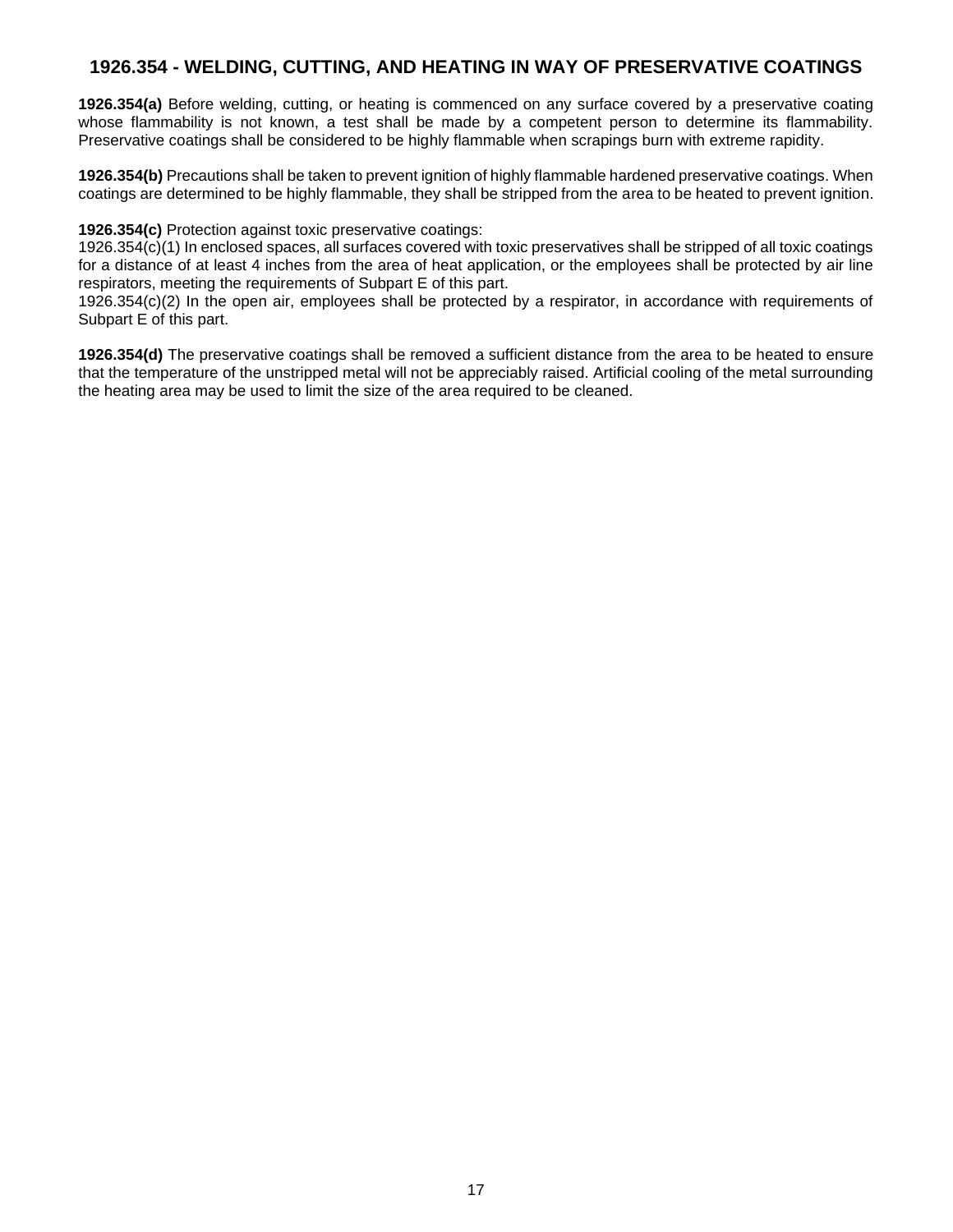## 1926.354 - WELDING, CUTTING, AND HEATING IN WAY OF PRESERVATIVE COATINGS

**1926.354(a)** Before welding, cutting, or heating is commenced on any surface covered by a preservative coating whose flammability is not known, a test shall be made by a competent person to determine its flammability. Preservative coatings shall be considered to be highly flammable when scrapings burn with extreme rapidity.

**1926.354(b)** Precautions shall be taken to prevent ignition of highly flammable hardened preservative coatings. When coatings are determined to be highly flammable, they shall be stripped from the area to be heated to prevent ignition.

**1926.354(c)** Protection against toxic preservative coatings:
1926.354(c)(1) In enclosed spaces, all surfaces covered with toxic preservatives shall be stripped of all toxic coatings for a distance of at least 4 inches from the area of heat application, or the employees shall be protected by air line respirators, meeting the requirements of Subpart E of this part.
1926.354(c)(2) In the open air, employees shall be protected by a respirator, in accordance with requirements of Subpart E of this part.

**1926.354(d)** The preservative coatings shall be removed a sufficient distance from the area to be heated to ensure that the temperature of the unstripped metal will not be appreciably raised. Artificial cooling of the metal surrounding the heating area may be used to limit the size of the area required to be cleaned.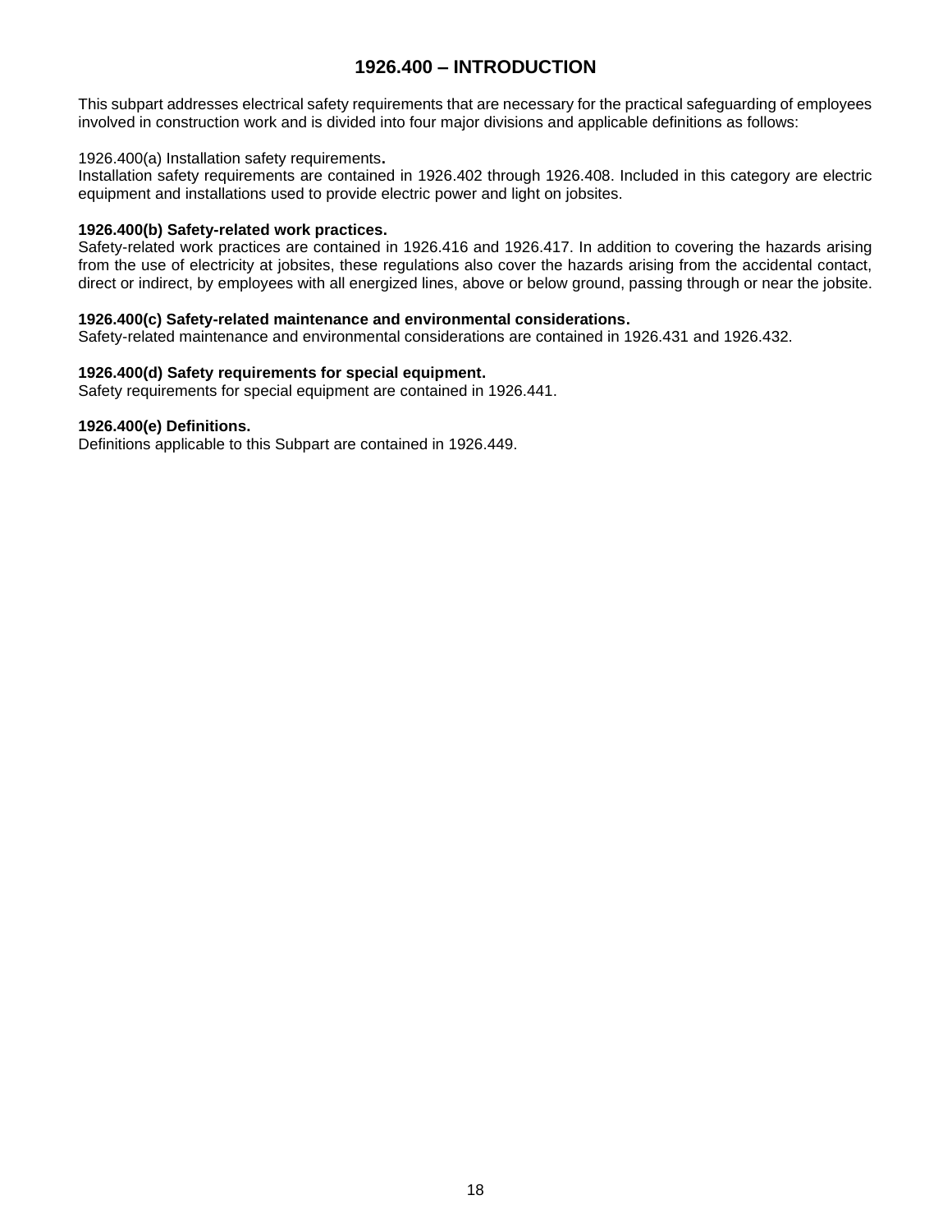# 1926.400 – INTRODUCTION

This subpart addresses electrical safety requirements that are necessary for the practical safeguarding of employees involved in construction work and is divided into four major divisions and applicable definitions as follows:

1926.400(a) Installation safety requirements**.**
Installation safety requirements are contained in 1926.402 through 1926.408. Included in this category are electric equipment and installations used to provide electric power and light on jobsites.

**1926.400(b) Safety-related work practices.**
Safety-related work practices are contained in 1926.416 and 1926.417. In addition to covering the hazards arising from the use of electricity at jobsites, these regulations also cover the hazards arising from the accidental contact, direct or indirect, by employees with all energized lines, above or below ground, passing through or near the jobsite.

**1926.400(c) Safety-related maintenance and environmental considerations.**
Safety-related maintenance and environmental considerations are contained in 1926.431 and 1926.432.

**1926.400(d) Safety requirements for special equipment.**
Safety requirements for special equipment are contained in 1926.441.

**1926.400(e) Definitions.**
Definitions applicable to this Subpart are contained in 1926.449.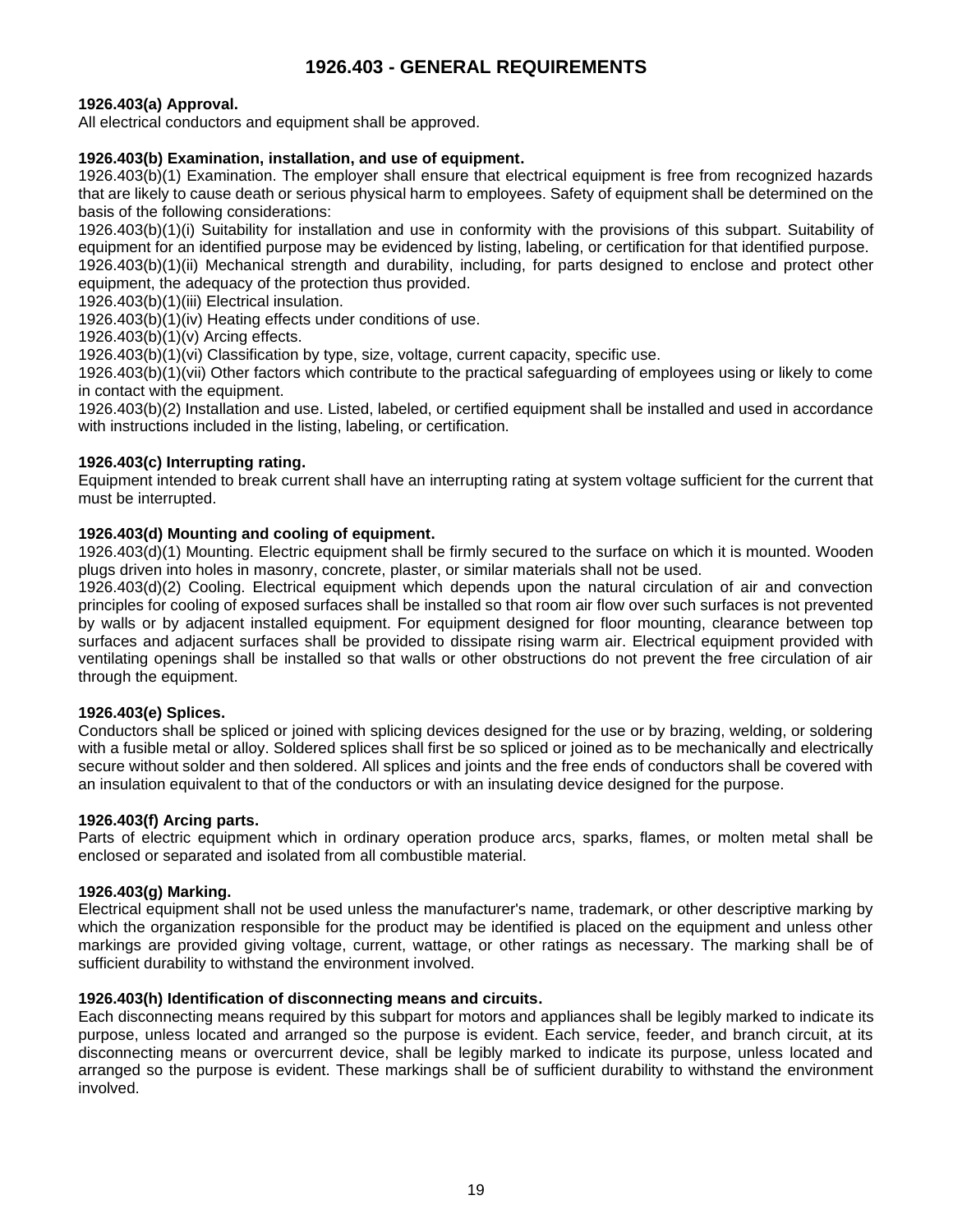# 1926.403 - GENERAL REQUIREMENTS

**1926.403(a) Approval.**
All electrical conductors and equipment shall be approved.

**1926.403(b) Examination, installation, and use of equipment.**
1926.403(b)(1) Examination. The employer shall ensure that electrical equipment is free from recognized hazards that are likely to cause death or serious physical harm to employees. Safety of equipment shall be determined on the basis of the following considerations:
1926.403(b)(1)(i) Suitability for installation and use in conformity with the provisions of this subpart. Suitability of equipment for an identified purpose may be evidenced by listing, labeling, or certification for that identified purpose.
1926.403(b)(1)(ii) Mechanical strength and durability, including, for parts designed to enclose and protect other equipment, the adequacy of the protection thus provided.
1926.403(b)(1)(iii) Electrical insulation.
1926.403(b)(1)(iv) Heating effects under conditions of use.
1926.403(b)(1)(v) Arcing effects.
1926.403(b)(1)(vi) Classification by type, size, voltage, current capacity, specific use.
1926.403(b)(1)(vii) Other factors which contribute to the practical safeguarding of employees using or likely to come in contact with the equipment.
1926.403(b)(2) Installation and use. Listed, labeled, or certified equipment shall be installed and used in accordance with instructions included in the listing, labeling, or certification.

**1926.403(c) Interrupting rating.**
Equipment intended to break current shall have an interrupting rating at system voltage sufficient for the current that must be interrupted.

**1926.403(d) Mounting and cooling of equipment.**
1926.403(d)(1) Mounting. Electric equipment shall be firmly secured to the surface on which it is mounted. Wooden plugs driven into holes in masonry, concrete, plaster, or similar materials shall not be used.
1926.403(d)(2) Cooling. Electrical equipment which depends upon the natural circulation of air and convection principles for cooling of exposed surfaces shall be installed so that room air flow over such surfaces is not prevented by walls or by adjacent installed equipment. For equipment designed for floor mounting, clearance between top surfaces and adjacent surfaces shall be provided to dissipate rising warm air. Electrical equipment provided with ventilating openings shall be installed so that walls or other obstructions do not prevent the free circulation of air through the equipment.

**1926.403(e) Splices.**
Conductors shall be spliced or joined with splicing devices designed for the use or by brazing, welding, or soldering with a fusible metal or alloy. Soldered splices shall first be so spliced or joined as to be mechanically and electrically secure without solder and then soldered. All splices and joints and the free ends of conductors shall be covered with an insulation equivalent to that of the conductors or with an insulating device designed for the purpose.

**1926.403(f) Arcing parts.**
Parts of electric equipment which in ordinary operation produce arcs, sparks, flames, or molten metal shall be enclosed or separated and isolated from all combustible material.

**1926.403(g) Marking.**
Electrical equipment shall not be used unless the manufacturer's name, trademark, or other descriptive marking by which the organization responsible for the product may be identified is placed on the equipment and unless other markings are provided giving voltage, current, wattage, or other ratings as necessary. The marking shall be of sufficient durability to withstand the environment involved.

**1926.403(h) Identification of disconnecting means and circuits.**
Each disconnecting means required by this subpart for motors and appliances shall be legibly marked to indicate its purpose, unless located and arranged so the purpose is evident. Each service, feeder, and branch circuit, at its disconnecting means or overcurrent device, shall be legibly marked to indicate its purpose, unless located and arranged so the purpose is evident. These markings shall be of sufficient durability to withstand the environment involved.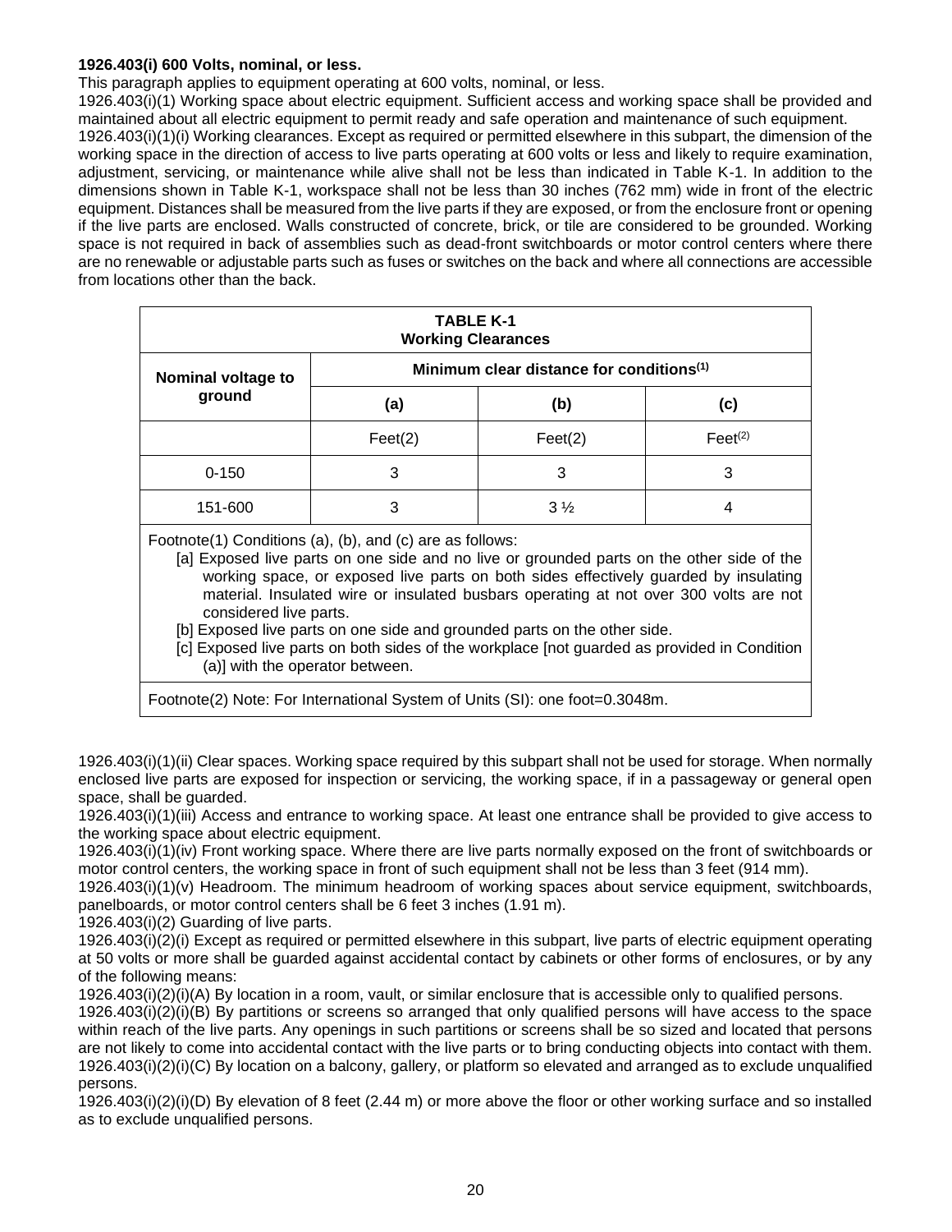**1926.403(i) 600 Volts, nominal, or less.**

This paragraph applies to equipment operating at 600 volts, nominal, or less.

1926.403(i)(1) Working space about electric equipment. Sufficient access and working space shall be provided and maintained about all electric equipment to permit ready and safe operation and maintenance of such equipment.

1926.403(i)(1)(i) Working clearances. Except as required or permitted elsewhere in this subpart, the dimension of the working space in the direction of access to live parts operating at 600 volts or less and likely to require examination, adjustment, servicing, or maintenance while alive shall not be less than indicated in Table K-1. In addition to the dimensions shown in Table K-1, workspace shall not be less than 30 inches (762 mm) wide in front of the electric equipment. Distances shall be measured from the live parts if they are exposed, or from the enclosure front or opening if the live parts are enclosed. Walls constructed of concrete, brick, or tile are considered to be grounded. Working space is not required in back of assemblies such as dead-front switchboards or motor control centers where there are no renewable or adjustable parts such as fuses or switches on the back and where all connections are accessible from locations other than the back.

**TABLE K-1**
**Working Clearances**

| Nominal voltage to ground | Minimum clear distance for conditions(1) | | |
|---|---|---|---|
| | (a) | (b) | (c) |
| | Feet(2) | Feet(2) | Feet(2) |
| 0-150 | 3 | 3 | 3 |
| 151-600 | 3 | 3 ½ | 4 |

Footnote(1) Conditions (a), (b), and (c) are as follows:

[a] Exposed live parts on one side and no live or grounded parts on the other side of the working space, or exposed live parts on both sides effectively guarded by insulating material. Insulated wire or insulated busbars operating at not over 300 volts are not considered live parts.

[b] Exposed live parts on one side and grounded parts on the other side.

[c] Exposed live parts on both sides of the workplace [not guarded as provided in Condition (a)] with the operator between.

Footnote(2) Note: For International System of Units (SI): one foot=0.3048m.

1926.403(i)(1)(ii) Clear spaces. Working space required by this subpart shall not be used for storage. When normally enclosed live parts are exposed for inspection or servicing, the working space, if in a passageway or general open space, shall be guarded.

1926.403(i)(1)(iii) Access and entrance to working space. At least one entrance shall be provided to give access to the working space about electric equipment.

1926.403(i)(1)(iv) Front working space. Where there are live parts normally exposed on the front of switchboards or motor control centers, the working space in front of such equipment shall not be less than 3 feet (914 mm).

1926.403(i)(1)(v) Headroom. The minimum headroom of working spaces about service equipment, switchboards, panelboards, or motor control centers shall be 6 feet 3 inches (1.91 m).

1926.403(i)(2) Guarding of live parts.

1926.403(i)(2)(i) Except as required or permitted elsewhere in this subpart, live parts of electric equipment operating at 50 volts or more shall be guarded against accidental contact by cabinets or other forms of enclosures, or by any of the following means:

1926.403(i)(2)(i)(A) By location in a room, vault, or similar enclosure that is accessible only to qualified persons.

1926.403(i)(2)(i)(B) By partitions or screens so arranged that only qualified persons will have access to the space within reach of the live parts. Any openings in such partitions or screens shall be so sized and located that persons are not likely to come into accidental contact with the live parts or to bring conducting objects into contact with them.

1926.403(i)(2)(i)(C) By location on a balcony, gallery, or platform so elevated and arranged as to exclude unqualified persons.

1926.403(i)(2)(i)(D) By elevation of 8 feet (2.44 m) or more above the floor or other working surface and so installed as to exclude unqualified persons.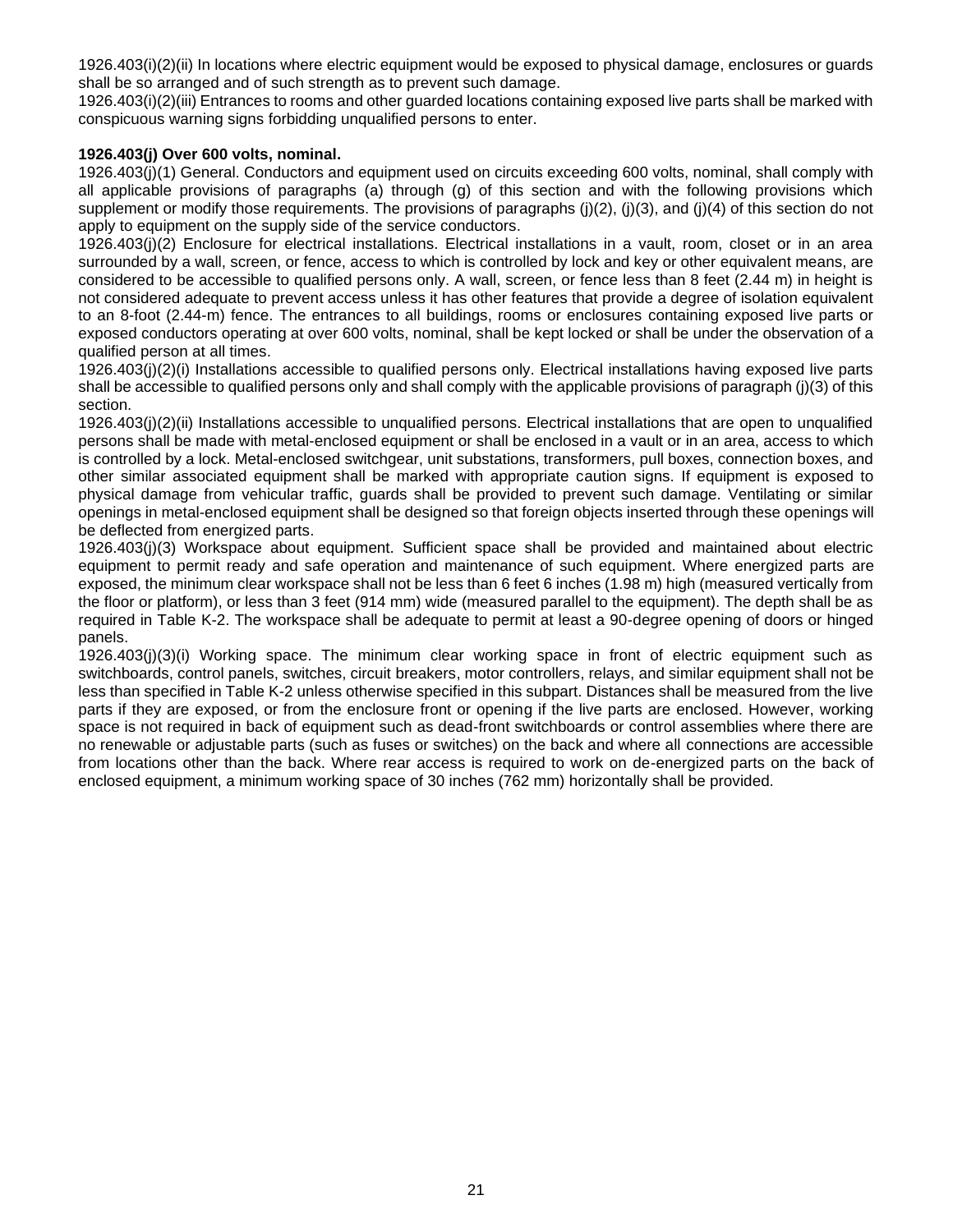1926.403(i)(2)(ii) In locations where electric equipment would be exposed to physical damage, enclosures or guards shall be so arranged and of such strength as to prevent such damage.

1926.403(i)(2)(iii) Entrances to rooms and other guarded locations containing exposed live parts shall be marked with conspicuous warning signs forbidding unqualified persons to enter.

**1926.403(j) Over 600 volts, nominal.**

1926.403(j)(1) General. Conductors and equipment used on circuits exceeding 600 volts, nominal, shall comply with all applicable provisions of paragraphs (a) through (g) of this section and with the following provisions which supplement or modify those requirements. The provisions of paragraphs (j)(2), (j)(3), and (j)(4) of this section do not apply to equipment on the supply side of the service conductors.

1926.403(j)(2) Enclosure for electrical installations. Electrical installations in a vault, room, closet or in an area surrounded by a wall, screen, or fence, access to which is controlled by lock and key or other equivalent means, are considered to be accessible to qualified persons only. A wall, screen, or fence less than 8 feet (2.44 m) in height is not considered adequate to prevent access unless it has other features that provide a degree of isolation equivalent to an 8-foot (2.44-m) fence. The entrances to all buildings, rooms or enclosures containing exposed live parts or exposed conductors operating at over 600 volts, nominal, shall be kept locked or shall be under the observation of a qualified person at all times.

1926.403(j)(2)(i) Installations accessible to qualified persons only. Electrical installations having exposed live parts shall be accessible to qualified persons only and shall comply with the applicable provisions of paragraph (j)(3) of this section.

1926.403(j)(2)(ii) Installations accessible to unqualified persons. Electrical installations that are open to unqualified persons shall be made with metal-enclosed equipment or shall be enclosed in a vault or in an area, access to which is controlled by a lock. Metal-enclosed switchgear, unit substations, transformers, pull boxes, connection boxes, and other similar associated equipment shall be marked with appropriate caution signs. If equipment is exposed to physical damage from vehicular traffic, guards shall be provided to prevent such damage. Ventilating or similar openings in metal-enclosed equipment shall be designed so that foreign objects inserted through these openings will be deflected from energized parts.

1926.403(j)(3) Workspace about equipment. Sufficient space shall be provided and maintained about electric equipment to permit ready and safe operation and maintenance of such equipment. Where energized parts are exposed, the minimum clear workspace shall not be less than 6 feet 6 inches (1.98 m) high (measured vertically from the floor or platform), or less than 3 feet (914 mm) wide (measured parallel to the equipment). The depth shall be as required in Table K-2. The workspace shall be adequate to permit at least a 90-degree opening of doors or hinged panels.

1926.403(j)(3)(i) Working space. The minimum clear working space in front of electric equipment such as switchboards, control panels, switches, circuit breakers, motor controllers, relays, and similar equipment shall not be less than specified in Table K-2 unless otherwise specified in this subpart. Distances shall be measured from the live parts if they are exposed, or from the enclosure front or opening if the live parts are enclosed. However, working space is not required in back of equipment such as dead-front switchboards or control assemblies where there are no renewable or adjustable parts (such as fuses or switches) on the back and where all connections are accessible from locations other than the back. Where rear access is required to work on de-energized parts on the back of enclosed equipment, a minimum working space of 30 inches (762 mm) horizontally shall be provided.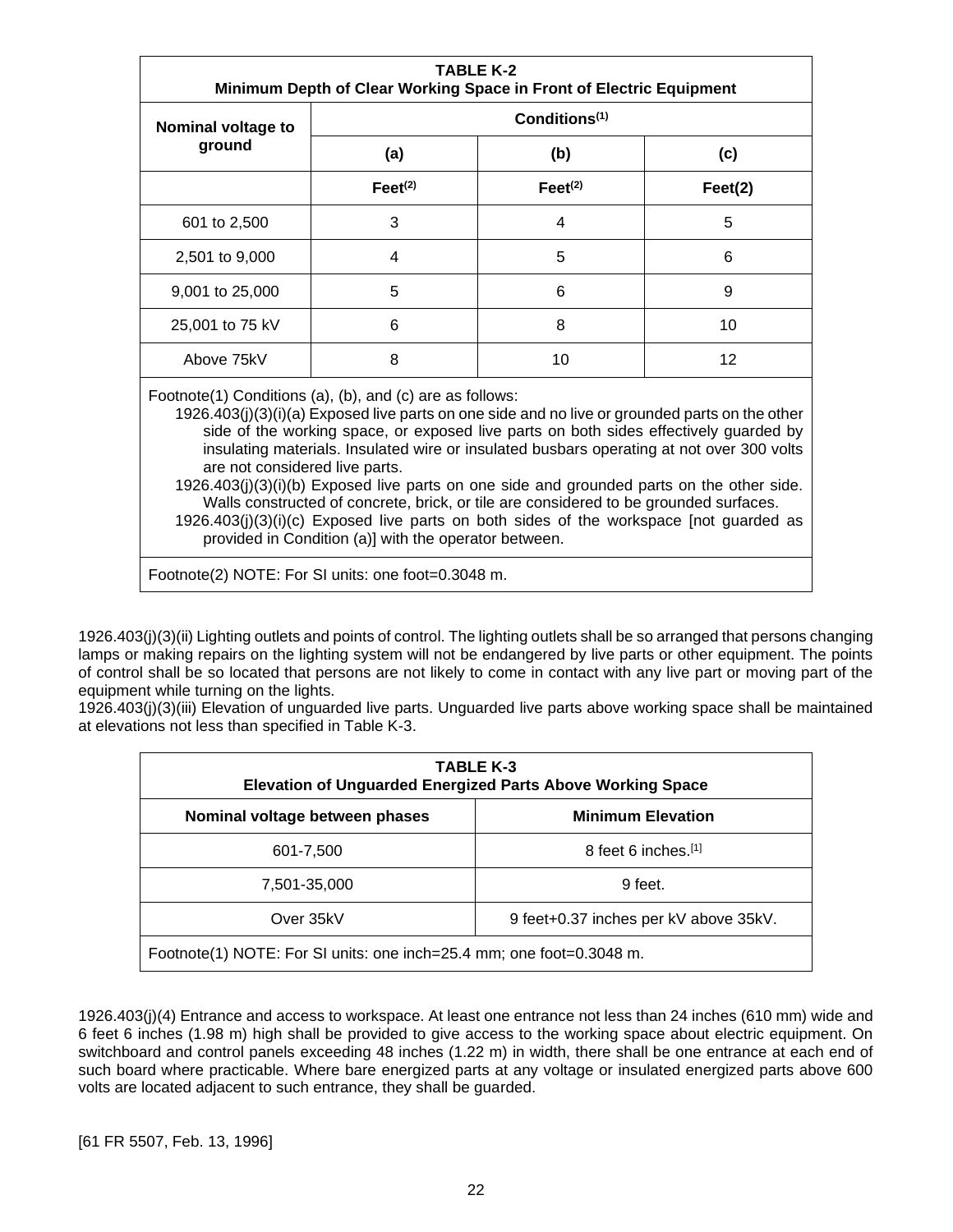| TABLE K-2<br>Minimum Depth of Clear Working Space in Front of Electric Equipment | | | |
|---|---|---|---|
| Nominal voltage to ground | Conditions[1] | | |
| | (a) | (b) | (c) |
| | Feet[2] | Feet[2] | Feet(2) |
| 601 to 2,500 | 3 | 4 | 5 |
| 2,501 to 9,000 | 4 | 5 | 6 |
| 9,001 to 25,000 | 5 | 6 | 9 |
| 25,001 to 75 kV | 6 | 8 | 10 |
| Above 75kV | 8 | 10 | 12 |

Footnote(1) Conditions (a), (b), and (c) are as follows:

1926.403(j)(3)(i)(a) Exposed live parts on one side and no live or grounded parts on the other side of the working space, or exposed live parts on both sides effectively guarded by insulating materials. Insulated wire or insulated busbars operating at not over 300 volts are not considered live parts.

1926.403(j)(3)(i)(b) Exposed live parts on one side and grounded parts on the other side. Walls constructed of concrete, brick, or tile are considered to be grounded surfaces.

1926.403(j)(3)(i)(c) Exposed live parts on both sides of the workspace [not guarded as provided in Condition (a)] with the operator between.

Footnote(2) NOTE: For SI units: one foot=0.3048 m.

1926.403(j)(3)(ii) Lighting outlets and points of control. The lighting outlets shall be so arranged that persons changing lamps or making repairs on the lighting system will not be endangered by live parts or other equipment. The points of control shall be so located that persons are not likely to come in contact with any live part or moving part of the equipment while turning on the lights.

1926.403(j)(3)(iii) Elevation of unguarded live parts. Unguarded live parts above working space shall be maintained at elevations not less than specified in Table K-3.

| TABLE K-3<br>Elevation of Unguarded Energized Parts Above Working Space | |
|---|---|
| Nominal voltage between phases | Minimum Elevation |
| 601-7,500 | 8 feet 6 inches.[1] |
| 7,501-35,000 | 9 feet. |
| Over 35kV | 9 feet+0.37 inches per kV above 35kV. |

Footnote(1) NOTE: For SI units: one inch=25.4 mm; one foot=0.3048 m.

1926.403(j)(4) Entrance and access to workspace. At least one entrance not less than 24 inches (610 mm) wide and 6 feet 6 inches (1.98 m) high shall be provided to give access to the working space about electric equipment. On switchboard and control panels exceeding 48 inches (1.22 m) in width, there shall be one entrance at each end of such board where practicable. Where bare energized parts at any voltage or insulated energized parts above 600 volts are located adjacent to such entrance, they shall be guarded.

[61 FR 5507, Feb. 13, 1996]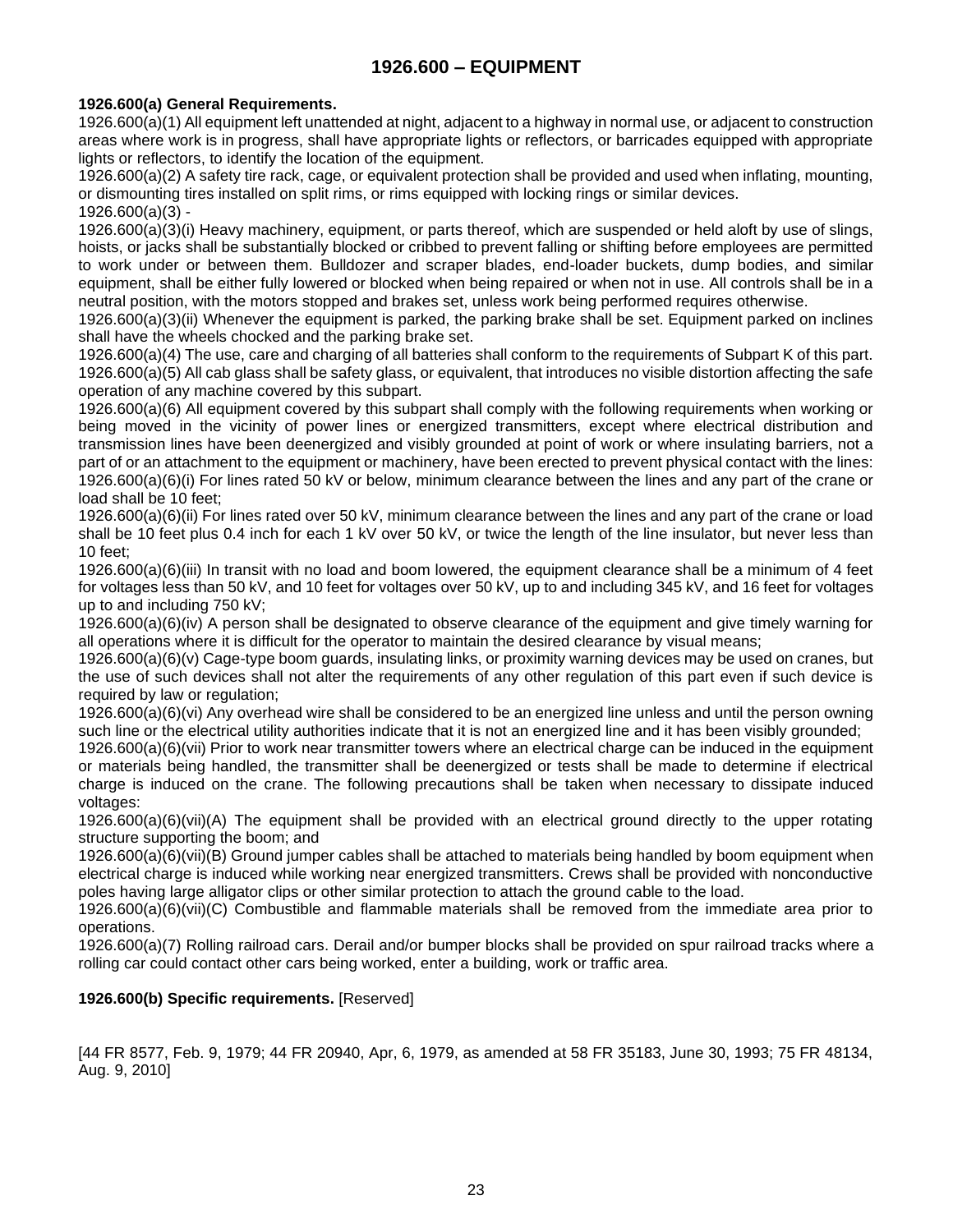# 1926.600 – EQUIPMENT

**1926.600(a) General Requirements.**

1926.600(a)(1) All equipment left unattended at night, adjacent to a highway in normal use, or adjacent to construction areas where work is in progress, shall have appropriate lights or reflectors, or barricades equipped with appropriate lights or reflectors, to identify the location of the equipment.

1926.600(a)(2) A safety tire rack, cage, or equivalent protection shall be provided and used when inflating, mounting, or dismounting tires installed on split rims, or rims equipped with locking rings or similar devices.

1926.600(a)(3) -

1926.600(a)(3)(i) Heavy machinery, equipment, or parts thereof, which are suspended or held aloft by use of slings, hoists, or jacks shall be substantially blocked or cribbed to prevent falling or shifting before employees are permitted to work under or between them. Bulldozer and scraper blades, end-loader buckets, dump bodies, and similar equipment, shall be either fully lowered or blocked when being repaired or when not in use. All controls shall be in a neutral position, with the motors stopped and brakes set, unless work being performed requires otherwise.

1926.600(a)(3)(ii) Whenever the equipment is parked, the parking brake shall be set. Equipment parked on inclines shall have the wheels chocked and the parking brake set.

1926.600(a)(4) The use, care and charging of all batteries shall conform to the requirements of Subpart K of this part.

1926.600(a)(5) All cab glass shall be safety glass, or equivalent, that introduces no visible distortion affecting the safe operation of any machine covered by this subpart.

1926.600(a)(6) All equipment covered by this subpart shall comply with the following requirements when working or being moved in the vicinity of power lines or energized transmitters, except where electrical distribution and transmission lines have been deenergized and visibly grounded at point of work or where insulating barriers, not a part of or an attachment to the equipment or machinery, have been erected to prevent physical contact with the lines:

1926.600(a)(6)(i) For lines rated 50 kV or below, minimum clearance between the lines and any part of the crane or load shall be 10 feet;

1926.600(a)(6)(ii) For lines rated over 50 kV, minimum clearance between the lines and any part of the crane or load shall be 10 feet plus 0.4 inch for each 1 kV over 50 kV, or twice the length of the line insulator, but never less than 10 feet;

1926.600(a)(6)(iii) In transit with no load and boom lowered, the equipment clearance shall be a minimum of 4 feet for voltages less than 50 kV, and 10 feet for voltages over 50 kV, up to and including 345 kV, and 16 feet for voltages up to and including 750 kV;

1926.600(a)(6)(iv) A person shall be designated to observe clearance of the equipment and give timely warning for all operations where it is difficult for the operator to maintain the desired clearance by visual means;

1926.600(a)(6)(v) Cage-type boom guards, insulating links, or proximity warning devices may be used on cranes, but the use of such devices shall not alter the requirements of any other regulation of this part even if such device is required by law or regulation;

1926.600(a)(6)(vi) Any overhead wire shall be considered to be an energized line unless and until the person owning such line or the electrical utility authorities indicate that it is not an energized line and it has been visibly grounded;

1926.600(a)(6)(vii) Prior to work near transmitter towers where an electrical charge can be induced in the equipment or materials being handled, the transmitter shall be deenergized or tests shall be made to determine if electrical charge is induced on the crane. The following precautions shall be taken when necessary to dissipate induced voltages:

1926.600(a)(6)(vii)(A) The equipment shall be provided with an electrical ground directly to the upper rotating structure supporting the boom; and

1926.600(a)(6)(vii)(B) Ground jumper cables shall be attached to materials being handled by boom equipment when electrical charge is induced while working near energized transmitters. Crews shall be provided with nonconductive poles having large alligator clips or other similar protection to attach the ground cable to the load.

1926.600(a)(6)(vii)(C) Combustible and flammable materials shall be removed from the immediate area prior to operations.

1926.600(a)(7) Rolling railroad cars. Derail and/or bumper blocks shall be provided on spur railroad tracks where a rolling car could contact other cars being worked, enter a building, work or traffic area.

**1926.600(b) Specific requirements.** [Reserved]

[44 FR 8577, Feb. 9, 1979; 44 FR 20940, Apr, 6, 1979, as amended at 58 FR 35183, June 30, 1993; 75 FR 48134, Aug. 9, 2010]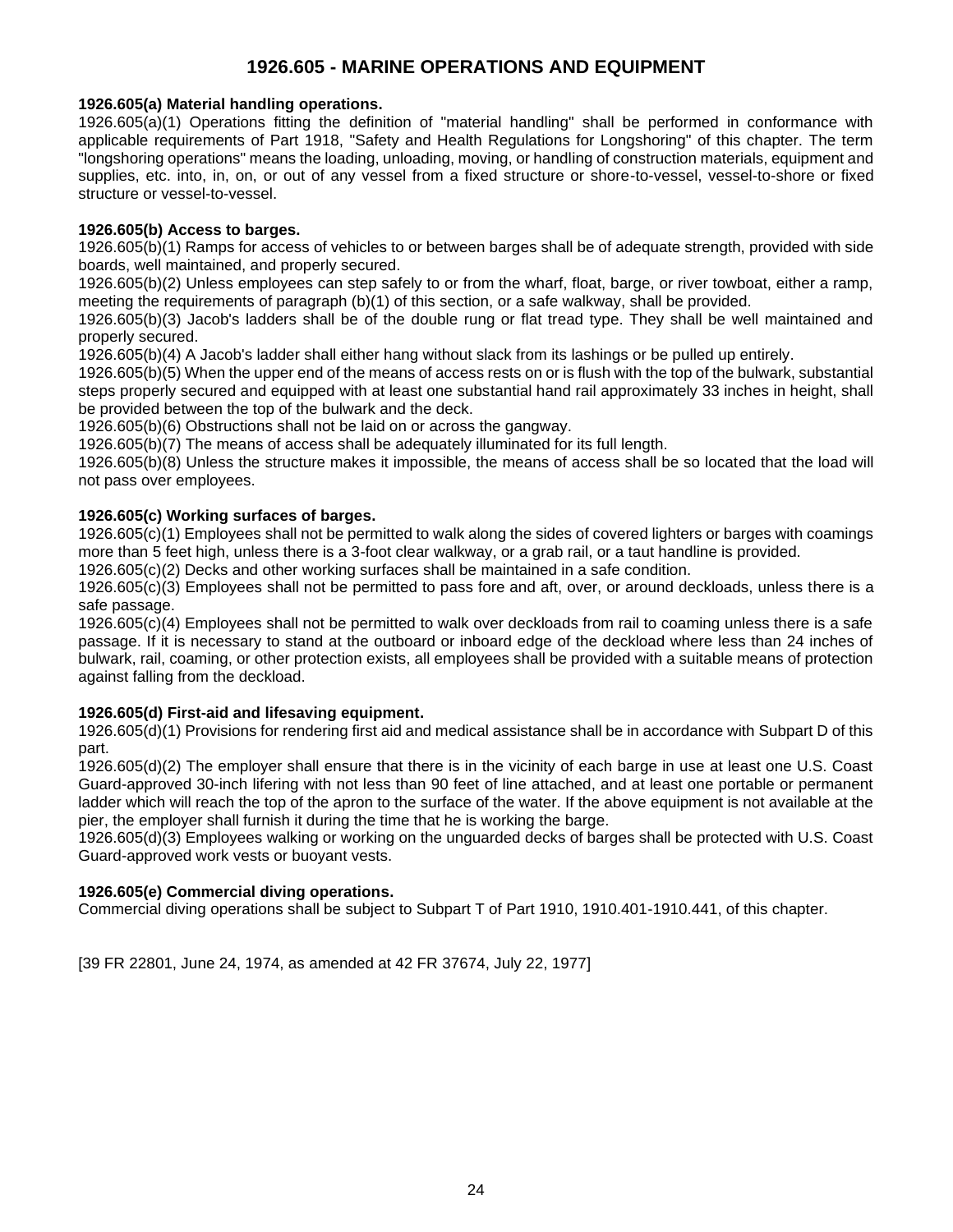# 1926.605 - MARINE OPERATIONS AND EQUIPMENT

**1926.605(a) Material handling operations.**

1926.605(a)(1) Operations fitting the definition of "material handling" shall be performed in conformance with applicable requirements of Part 1918, "Safety and Health Regulations for Longshoring" of this chapter. The term "longshoring operations" means the loading, unloading, moving, or handling of construction materials, equipment and supplies, etc. into, in, on, or out of any vessel from a fixed structure or shore-to-vessel, vessel-to-shore or fixed structure or vessel-to-vessel.

**1926.605(b) Access to barges.**

1926.605(b)(1) Ramps for access of vehicles to or between barges shall be of adequate strength, provided with side boards, well maintained, and properly secured.

1926.605(b)(2) Unless employees can step safely to or from the wharf, float, barge, or river towboat, either a ramp, meeting the requirements of paragraph (b)(1) of this section, or a safe walkway, shall be provided.

1926.605(b)(3) Jacob's ladders shall be of the double rung or flat tread type. They shall be well maintained and properly secured.

1926.605(b)(4) A Jacob's ladder shall either hang without slack from its lashings or be pulled up entirely.

1926.605(b)(5) When the upper end of the means of access rests on or is flush with the top of the bulwark, substantial steps properly secured and equipped with at least one substantial hand rail approximately 33 inches in height, shall be provided between the top of the bulwark and the deck.

1926.605(b)(6) Obstructions shall not be laid on or across the gangway.

1926.605(b)(7) The means of access shall be adequately illuminated for its full length.

1926.605(b)(8) Unless the structure makes it impossible, the means of access shall be so located that the load will not pass over employees.

**1926.605(c) Working surfaces of barges.**

1926.605(c)(1) Employees shall not be permitted to walk along the sides of covered lighters or barges with coamings more than 5 feet high, unless there is a 3-foot clear walkway, or a grab rail, or a taut handline is provided.

1926.605(c)(2) Decks and other working surfaces shall be maintained in a safe condition.

1926.605(c)(3) Employees shall not be permitted to pass fore and aft, over, or around deckloads, unless there is a safe passage.

1926.605(c)(4) Employees shall not be permitted to walk over deckloads from rail to coaming unless there is a safe passage. If it is necessary to stand at the outboard or inboard edge of the deckload where less than 24 inches of bulwark, rail, coaming, or other protection exists, all employees shall be provided with a suitable means of protection against falling from the deckload.

**1926.605(d) First-aid and lifesaving equipment.**

1926.605(d)(1) Provisions for rendering first aid and medical assistance shall be in accordance with Subpart D of this part.

1926.605(d)(2) The employer shall ensure that there is in the vicinity of each barge in use at least one U.S. Coast Guard-approved 30-inch lifering with not less than 90 feet of line attached, and at least one portable or permanent ladder which will reach the top of the apron to the surface of the water. If the above equipment is not available at the pier, the employer shall furnish it during the time that he is working the barge.

1926.605(d)(3) Employees walking or working on the unguarded decks of barges shall be protected with U.S. Coast Guard-approved work vests or buoyant vests.

**1926.605(e) Commercial diving operations.**

Commercial diving operations shall be subject to Subpart T of Part 1910, 1910.401-1910.441, of this chapter.

[39 FR 22801, June 24, 1974, as amended at 42 FR 37674, July 22, 1977]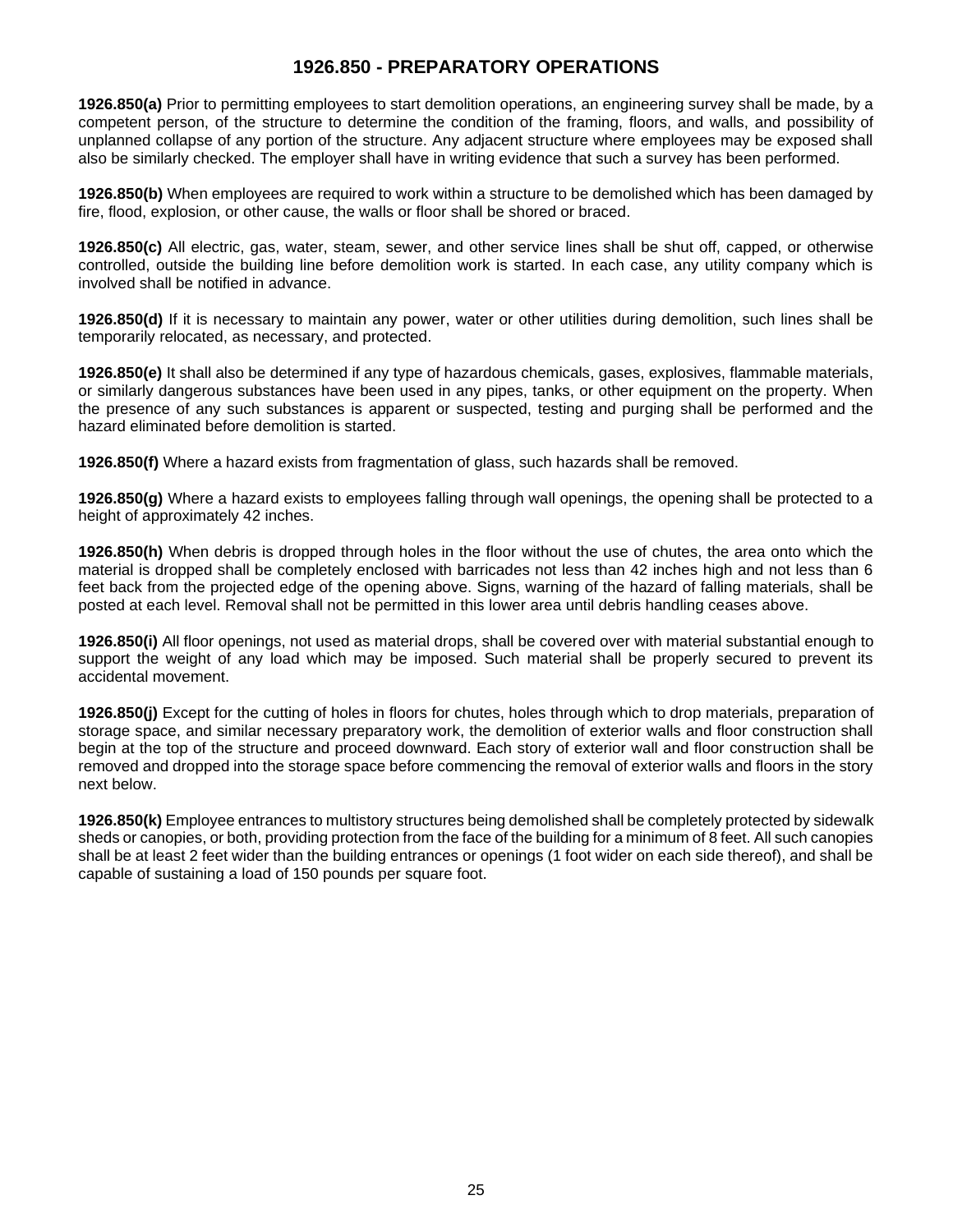## 1926.850 - PREPARATORY OPERATIONS

**1926.850(a)** Prior to permitting employees to start demolition operations, an engineering survey shall be made, by a competent person, of the structure to determine the condition of the framing, floors, and walls, and possibility of unplanned collapse of any portion of the structure. Any adjacent structure where employees may be exposed shall also be similarly checked. The employer shall have in writing evidence that such a survey has been performed.

**1926.850(b)** When employees are required to work within a structure to be demolished which has been damaged by fire, flood, explosion, or other cause, the walls or floor shall be shored or braced.

**1926.850(c)** All electric, gas, water, steam, sewer, and other service lines shall be shut off, capped, or otherwise controlled, outside the building line before demolition work is started. In each case, any utility company which is involved shall be notified in advance.

**1926.850(d)** If it is necessary to maintain any power, water or other utilities during demolition, such lines shall be temporarily relocated, as necessary, and protected.

**1926.850(e)** It shall also be determined if any type of hazardous chemicals, gases, explosives, flammable materials, or similarly dangerous substances have been used in any pipes, tanks, or other equipment on the property. When the presence of any such substances is apparent or suspected, testing and purging shall be performed and the hazard eliminated before demolition is started.

**1926.850(f)** Where a hazard exists from fragmentation of glass, such hazards shall be removed.

**1926.850(g)** Where a hazard exists to employees falling through wall openings, the opening shall be protected to a height of approximately 42 inches.

**1926.850(h)** When debris is dropped through holes in the floor without the use of chutes, the area onto which the material is dropped shall be completely enclosed with barricades not less than 42 inches high and not less than 6 feet back from the projected edge of the opening above. Signs, warning of the hazard of falling materials, shall be posted at each level. Removal shall not be permitted in this lower area until debris handling ceases above.

**1926.850(i)** All floor openings, not used as material drops, shall be covered over with material substantial enough to support the weight of any load which may be imposed. Such material shall be properly secured to prevent its accidental movement.

**1926.850(j)** Except for the cutting of holes in floors for chutes, holes through which to drop materials, preparation of storage space, and similar necessary preparatory work, the demolition of exterior walls and floor construction shall begin at the top of the structure and proceed downward. Each story of exterior wall and floor construction shall be removed and dropped into the storage space before commencing the removal of exterior walls and floors in the story next below.

**1926.850(k)** Employee entrances to multistory structures being demolished shall be completely protected by sidewalk sheds or canopies, or both, providing protection from the face of the building for a minimum of 8 feet. All such canopies shall be at least 2 feet wider than the building entrances or openings (1 foot wider on each side thereof), and shall be capable of sustaining a load of 150 pounds per square foot.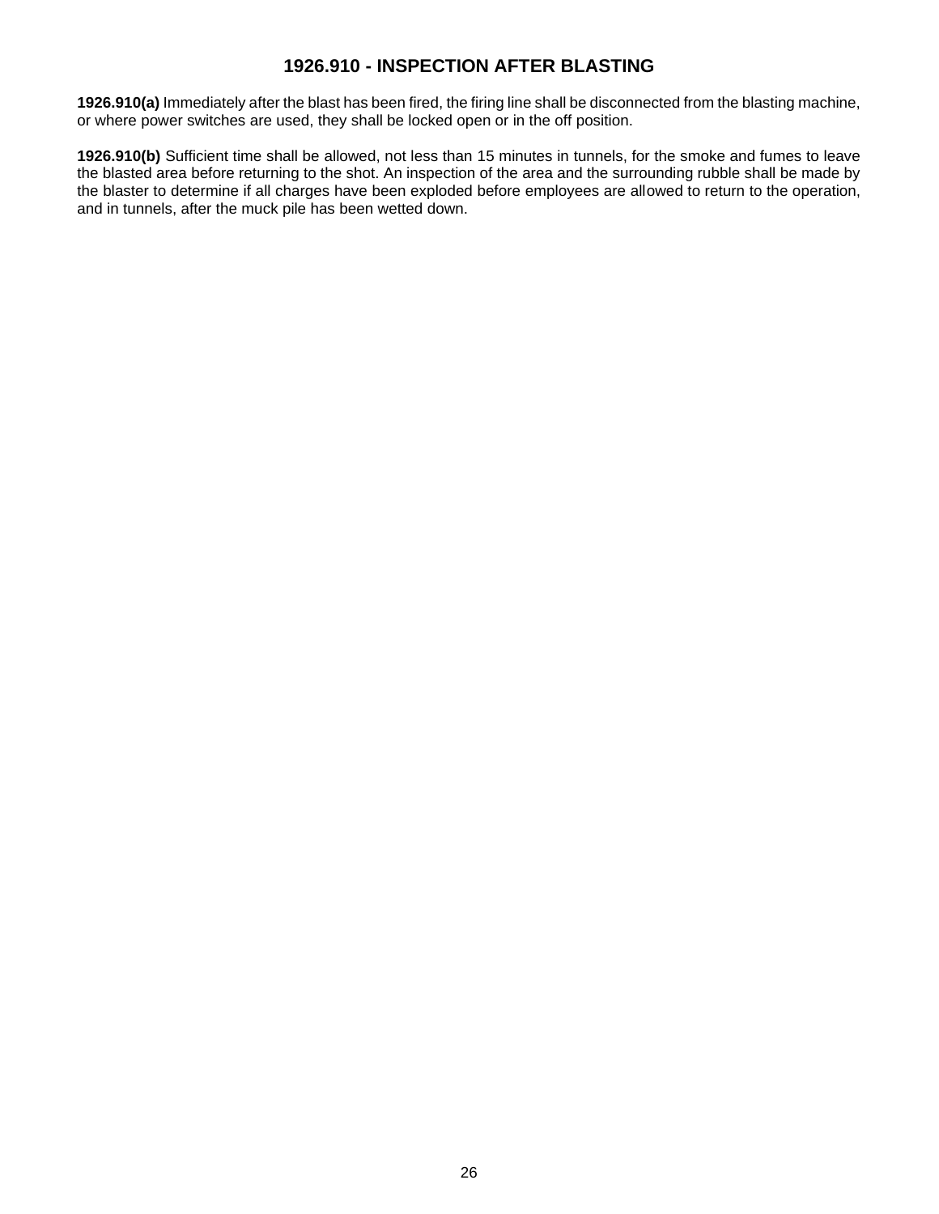# 1926.910 - INSPECTION AFTER BLASTING

**1926.910(a)** Immediately after the blast has been fired, the firing line shall be disconnected from the blasting machine, or where power switches are used, they shall be locked open or in the off position.

**1926.910(b)** Sufficient time shall be allowed, not less than 15 minutes in tunnels, for the smoke and fumes to leave the blasted area before returning to the shot. An inspection of the area and the surrounding rubble shall be made by the blaster to determine if all charges have been exploded before employees are allowed to return to the operation, and in tunnels, after the muck pile has been wetted down.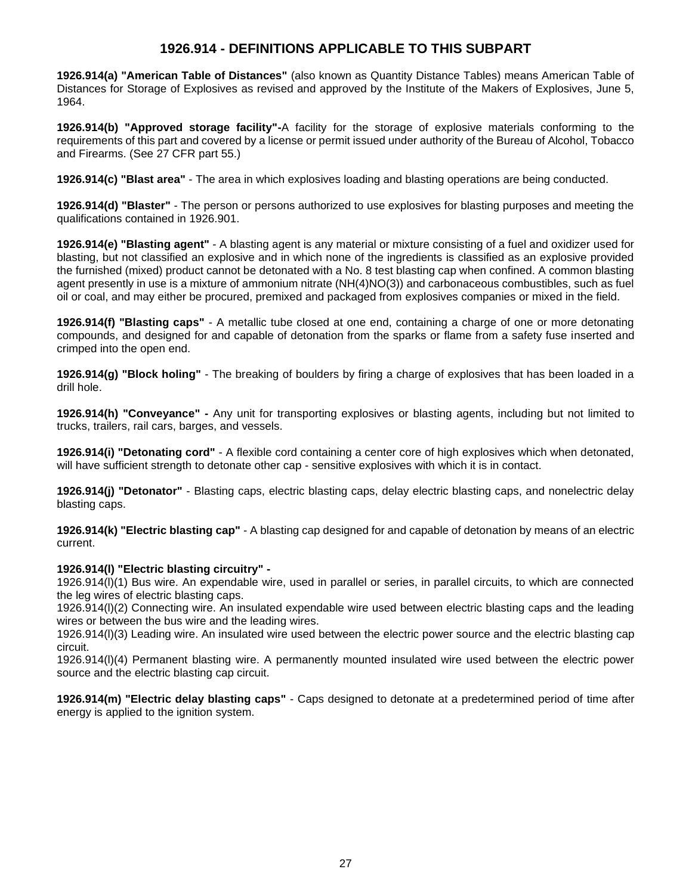# 1926.914 - DEFINITIONS APPLICABLE TO THIS SUBPART

**1926.914(a) "American Table of Distances"** (also known as Quantity Distance Tables) means American Table of Distances for Storage of Explosives as revised and approved by the Institute of the Makers of Explosives, June 5, 1964.

**1926.914(b) "Approved storage facility"-**A facility for the storage of explosive materials conforming to the requirements of this part and covered by a license or permit issued under authority of the Bureau of Alcohol, Tobacco and Firearms. (See 27 CFR part 55.)

**1926.914(c) "Blast area"** - The area in which explosives loading and blasting operations are being conducted.

**1926.914(d) "Blaster"** - The person or persons authorized to use explosives for blasting purposes and meeting the qualifications contained in 1926.901.

**1926.914(e) "Blasting agent"** - A blasting agent is any material or mixture consisting of a fuel and oxidizer used for blasting, but not classified an explosive and in which none of the ingredients is classified as an explosive provided the furnished (mixed) product cannot be detonated with a No. 8 test blasting cap when confined. A common blasting agent presently in use is a mixture of ammonium nitrate (NH(4)NO(3)) and carbonaceous combustibles, such as fuel oil or coal, and may either be procured, premixed and packaged from explosives companies or mixed in the field.

**1926.914(f) "Blasting caps"** - A metallic tube closed at one end, containing a charge of one or more detonating compounds, and designed for and capable of detonation from the sparks or flame from a safety fuse inserted and crimped into the open end.

**1926.914(g) "Block holing"** - The breaking of boulders by firing a charge of explosives that has been loaded in a drill hole.

**1926.914(h) "Conveyance" -** Any unit for transporting explosives or blasting agents, including but not limited to trucks, trailers, rail cars, barges, and vessels.

**1926.914(i) "Detonating cord"** - A flexible cord containing a center core of high explosives which when detonated, will have sufficient strength to detonate other cap - sensitive explosives with which it is in contact.

**1926.914(j) "Detonator"** - Blasting caps, electric blasting caps, delay electric blasting caps, and nonelectric delay blasting caps.

**1926.914(k) "Electric blasting cap"** - A blasting cap designed for and capable of detonation by means of an electric current.

**1926.914(l) "Electric blasting circuitry" -**
1926.914(l)(1) Bus wire. An expendable wire, used in parallel or series, in parallel circuits, to which are connected the leg wires of electric blasting caps.
1926.914(l)(2) Connecting wire. An insulated expendable wire used between electric blasting caps and the leading wires or between the bus wire and the leading wires.
1926.914(l)(3) Leading wire. An insulated wire used between the electric power source and the electric blasting cap circuit.
1926.914(l)(4) Permanent blasting wire. A permanently mounted insulated wire used between the electric power source and the electric blasting cap circuit.

**1926.914(m) "Electric delay blasting caps"** - Caps designed to detonate at a predetermined period of time after energy is applied to the ignition system.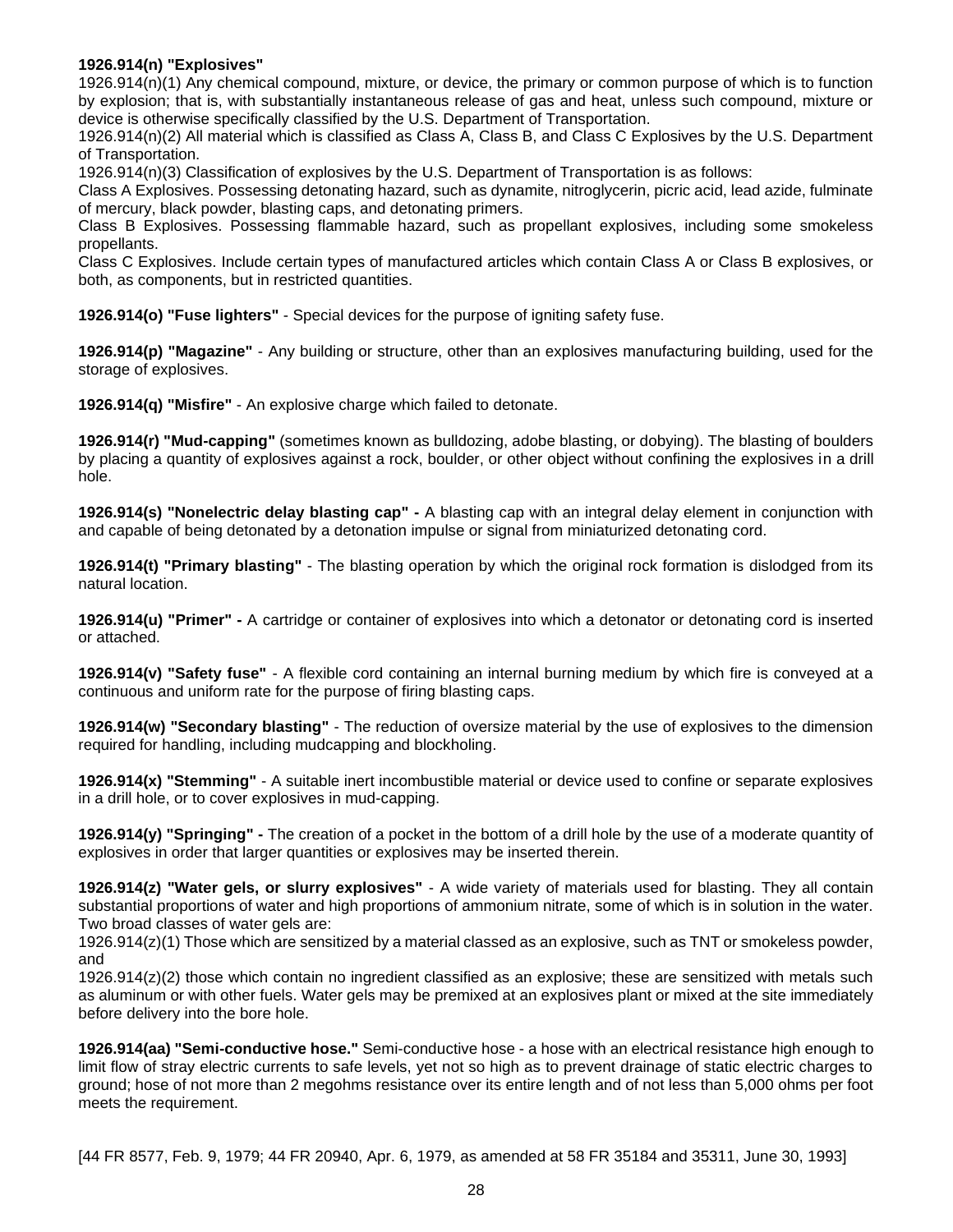**1926.914(n) "Explosives"**

1926.914(n)(1) Any chemical compound, mixture, or device, the primary or common purpose of which is to function by explosion; that is, with substantially instantaneous release of gas and heat, unless such compound, mixture or device is otherwise specifically classified by the U.S. Department of Transportation.

1926.914(n)(2) All material which is classified as Class A, Class B, and Class C Explosives by the U.S. Department of Transportation.

1926.914(n)(3) Classification of explosives by the U.S. Department of Transportation is as follows:

Class A Explosives. Possessing detonating hazard, such as dynamite, nitroglycerin, picric acid, lead azide, fulminate of mercury, black powder, blasting caps, and detonating primers.

Class B Explosives. Possessing flammable hazard, such as propellant explosives, including some smokeless propellants.

Class C Explosives. Include certain types of manufactured articles which contain Class A or Class B explosives, or both, as components, but in restricted quantities.

**1926.914(o) "Fuse lighters"** - Special devices for the purpose of igniting safety fuse.

**1926.914(p) "Magazine"** - Any building or structure, other than an explosives manufacturing building, used for the storage of explosives.

**1926.914(q) "Misfire"** - An explosive charge which failed to detonate.

**1926.914(r) "Mud-capping"** (sometimes known as bulldozing, adobe blasting, or dobying). The blasting of boulders by placing a quantity of explosives against a rock, boulder, or other object without confining the explosives in a drill hole.

**1926.914(s) "Nonelectric delay blasting cap" -** A blasting cap with an integral delay element in conjunction with and capable of being detonated by a detonation impulse or signal from miniaturized detonating cord.

**1926.914(t) "Primary blasting"** - The blasting operation by which the original rock formation is dislodged from its natural location.

**1926.914(u) "Primer" -** A cartridge or container of explosives into which a detonator or detonating cord is inserted or attached.

**1926.914(v) "Safety fuse"** - A flexible cord containing an internal burning medium by which fire is conveyed at a continuous and uniform rate for the purpose of firing blasting caps.

**1926.914(w) "Secondary blasting"** - The reduction of oversize material by the use of explosives to the dimension required for handling, including mudcapping and blockholing.

**1926.914(x) "Stemming"** - A suitable inert incombustible material or device used to confine or separate explosives in a drill hole, or to cover explosives in mud-capping.

**1926.914(y) "Springing" -** The creation of a pocket in the bottom of a drill hole by the use of a moderate quantity of explosives in order that larger quantities or explosives may be inserted therein.

**1926.914(z) "Water gels, or slurry explosives"** - A wide variety of materials used for blasting. They all contain substantial proportions of water and high proportions of ammonium nitrate, some of which is in solution in the water. Two broad classes of water gels are:

1926.914(z)(1) Those which are sensitized by a material classed as an explosive, such as TNT or smokeless powder, and

1926.914(z)(2) those which contain no ingredient classified as an explosive; these are sensitized with metals such as aluminum or with other fuels. Water gels may be premixed at an explosives plant or mixed at the site immediately before delivery into the bore hole.

**1926.914(aa) "Semi-conductive hose."** Semi-conductive hose - a hose with an electrical resistance high enough to limit flow of stray electric currents to safe levels, yet not so high as to prevent drainage of static electric charges to ground; hose of not more than 2 megohms resistance over its entire length and of not less than 5,000 ohms per foot meets the requirement.

[44 FR 8577, Feb. 9, 1979; 44 FR 20940, Apr. 6, 1979, as amended at 58 FR 35184 and 35311, June 30, 1993]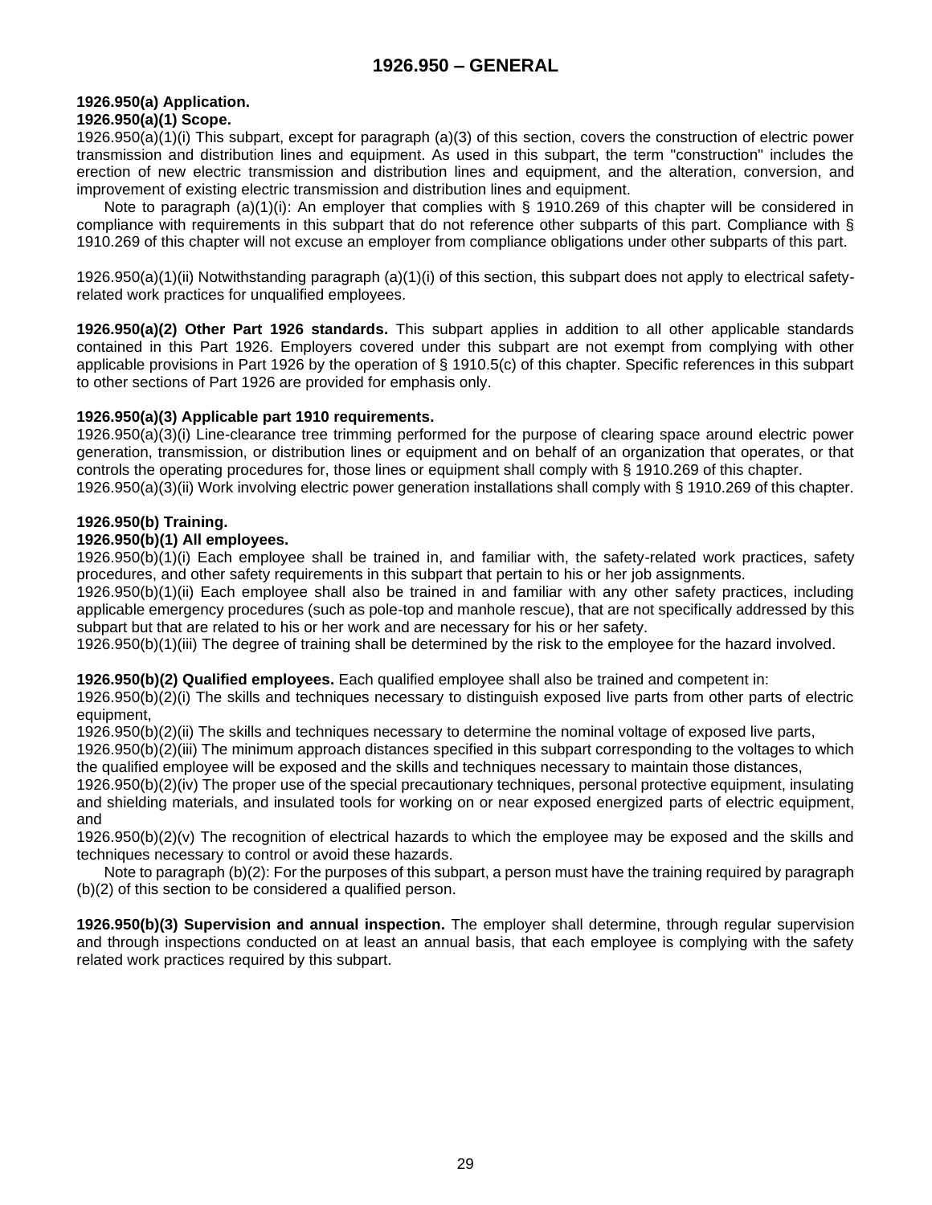# 1926.950 – GENERAL

**1926.950(a) Application.**
**1926.950(a)(1) Scope.**

1926.950(a)(1)(i) This subpart, except for paragraph (a)(3) of this section, covers the construction of electric power transmission and distribution lines and equipment. As used in this subpart, the term "construction" includes the erection of new electric transmission and distribution lines and equipment, and the alteration, conversion, and improvement of existing electric transmission and distribution lines and equipment.

Note to paragraph (a)(1)(i): An employer that complies with § 1910.269 of this chapter will be considered in compliance with requirements in this subpart that do not reference other subparts of this part. Compliance with § 1910.269 of this chapter will not excuse an employer from compliance obligations under other subparts of this part.

1926.950(a)(1)(ii) Notwithstanding paragraph (a)(1)(i) of this section, this subpart does not apply to electrical safety-related work practices for unqualified employees.

**1926.950(a)(2) Other Part 1926 standards.** This subpart applies in addition to all other applicable standards contained in this Part 1926. Employers covered under this subpart are not exempt from complying with other applicable provisions in Part 1926 by the operation of § 1910.5(c) of this chapter. Specific references in this subpart to other sections of Part 1926 are provided for emphasis only.

**1926.950(a)(3) Applicable part 1910 requirements.**

1926.950(a)(3)(i) Line-clearance tree trimming performed for the purpose of clearing space around electric power generation, transmission, or distribution lines or equipment and on behalf of an organization that operates, or that controls the operating procedures for, those lines or equipment shall comply with § 1910.269 of this chapter.
1926.950(a)(3)(ii) Work involving electric power generation installations shall comply with § 1910.269 of this chapter.

**1926.950(b) Training.**
**1926.950(b)(1) All employees.**

1926.950(b)(1)(i) Each employee shall be trained in, and familiar with, the safety-related work practices, safety procedures, and other safety requirements in this subpart that pertain to his or her job assignments.
1926.950(b)(1)(ii) Each employee shall also be trained in and familiar with any other safety practices, including applicable emergency procedures (such as pole-top and manhole rescue), that are not specifically addressed by this subpart but that are related to his or her work and are necessary for his or her safety.
1926.950(b)(1)(iii) The degree of training shall be determined by the risk to the employee for the hazard involved.

**1926.950(b)(2) Qualified employees.** Each qualified employee shall also be trained and competent in:
1926.950(b)(2)(i) The skills and techniques necessary to distinguish exposed live parts from other parts of electric equipment,
1926.950(b)(2)(ii) The skills and techniques necessary to determine the nominal voltage of exposed live parts,
1926.950(b)(2)(iii) The minimum approach distances specified in this subpart corresponding to the voltages to which the qualified employee will be exposed and the skills and techniques necessary to maintain those distances,
1926.950(b)(2)(iv) The proper use of the special precautionary techniques, personal protective equipment, insulating and shielding materials, and insulated tools for working on or near exposed energized parts of electric equipment, and
1926.950(b)(2)(v) The recognition of electrical hazards to which the employee may be exposed and the skills and techniques necessary to control or avoid these hazards.

Note to paragraph (b)(2): For the purposes of this subpart, a person must have the training required by paragraph (b)(2) of this section to be considered a qualified person.

**1926.950(b)(3) Supervision and annual inspection.** The employer shall determine, through regular supervision and through inspections conducted on at least an annual basis, that each employee is complying with the safety related work practices required by this subpart.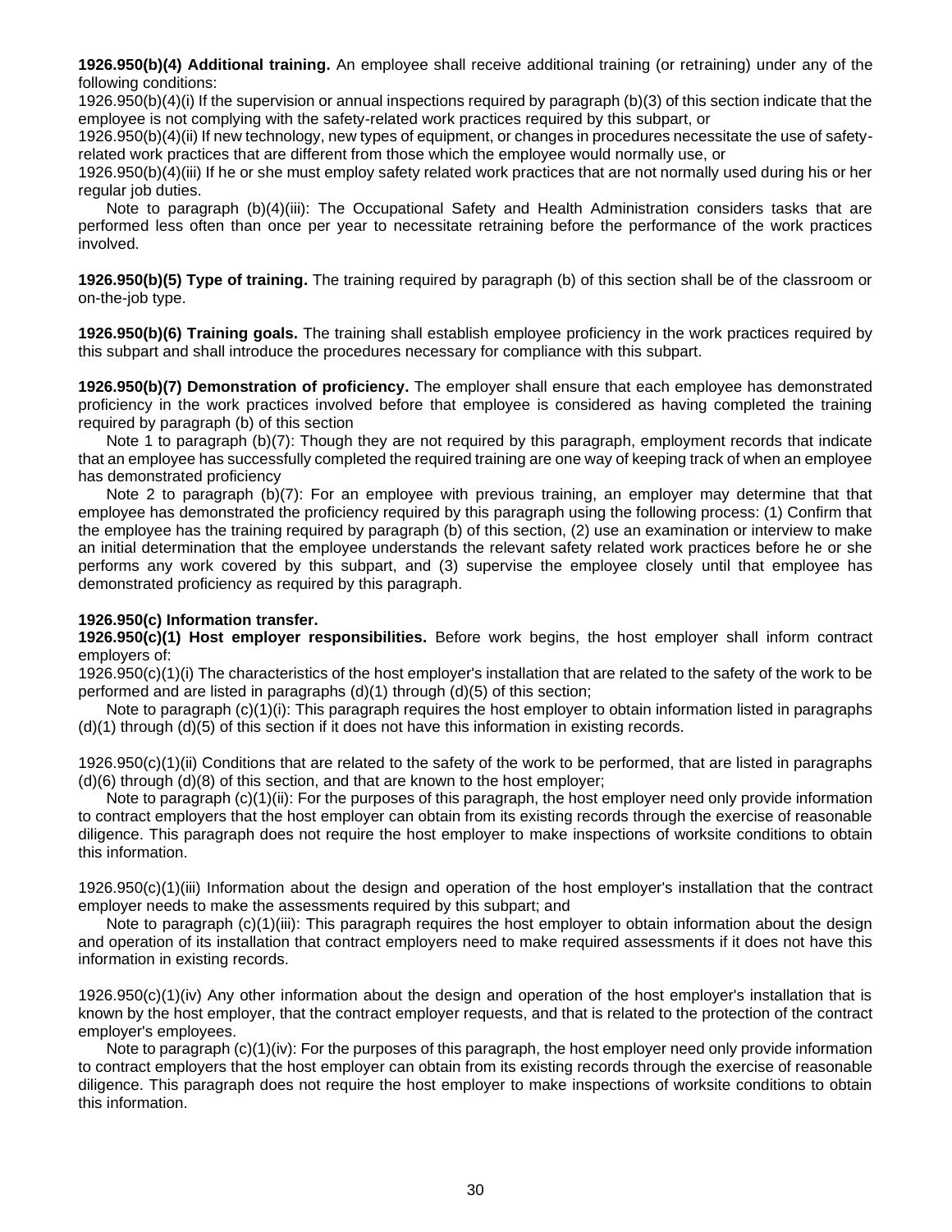**1926.950(b)(4) Additional training.** An employee shall receive additional training (or retraining) under any of the following conditions:

1926.950(b)(4)(i) If the supervision or annual inspections required by paragraph (b)(3) of this section indicate that the employee is not complying with the safety-related work practices required by this subpart, or

1926.950(b)(4)(ii) If new technology, new types of equipment, or changes in procedures necessitate the use of safety-related work practices that are different from those which the employee would normally use, or

1926.950(b)(4)(iii) If he or she must employ safety related work practices that are not normally used during his or her regular job duties.

Note to paragraph (b)(4)(iii): The Occupational Safety and Health Administration considers tasks that are performed less often than once per year to necessitate retraining before the performance of the work practices involved.

**1926.950(b)(5) Type of training.** The training required by paragraph (b) of this section shall be of the classroom or on-the-job type.

**1926.950(b)(6) Training goals.** The training shall establish employee proficiency in the work practices required by this subpart and shall introduce the procedures necessary for compliance with this subpart.

**1926.950(b)(7) Demonstration of proficiency.** The employer shall ensure that each employee has demonstrated proficiency in the work practices involved before that employee is considered as having completed the training required by paragraph (b) of this section

Note 1 to paragraph (b)(7): Though they are not required by this paragraph, employment records that indicate that an employee has successfully completed the required training are one way of keeping track of when an employee has demonstrated proficiency

Note 2 to paragraph (b)(7): For an employee with previous training, an employer may determine that that employee has demonstrated the proficiency required by this paragraph using the following process: (1) Confirm that the employee has the training required by paragraph (b) of this section, (2) use an examination or interview to make an initial determination that the employee understands the relevant safety related work practices before he or she performs any work covered by this subpart, and (3) supervise the employee closely until that employee has demonstrated proficiency as required by this paragraph.

**1926.950(c) Information transfer.**

**1926.950(c)(1) Host employer responsibilities.** Before work begins, the host employer shall inform contract employers of:

1926.950(c)(1)(i) The characteristics of the host employer's installation that are related to the safety of the work to be performed and are listed in paragraphs (d)(1) through (d)(5) of this section;

Note to paragraph (c)(1)(i): This paragraph requires the host employer to obtain information listed in paragraphs (d)(1) through (d)(5) of this section if it does not have this information in existing records.

1926.950(c)(1)(ii) Conditions that are related to the safety of the work to be performed, that are listed in paragraphs (d)(6) through (d)(8) of this section, and that are known to the host employer;

Note to paragraph (c)(1)(ii): For the purposes of this paragraph, the host employer need only provide information to contract employers that the host employer can obtain from its existing records through the exercise of reasonable diligence. This paragraph does not require the host employer to make inspections of worksite conditions to obtain this information.

1926.950(c)(1)(iii) Information about the design and operation of the host employer's installation that the contract employer needs to make the assessments required by this subpart; and

Note to paragraph (c)(1)(iii): This paragraph requires the host employer to obtain information about the design and operation of its installation that contract employers need to make required assessments if it does not have this information in existing records.

1926.950(c)(1)(iv) Any other information about the design and operation of the host employer's installation that is known by the host employer, that the contract employer requests, and that is related to the protection of the contract employer's employees.

Note to paragraph (c)(1)(iv): For the purposes of this paragraph, the host employer need only provide information to contract employers that the host employer can obtain from its existing records through the exercise of reasonable diligence. This paragraph does not require the host employer to make inspections of worksite conditions to obtain this information.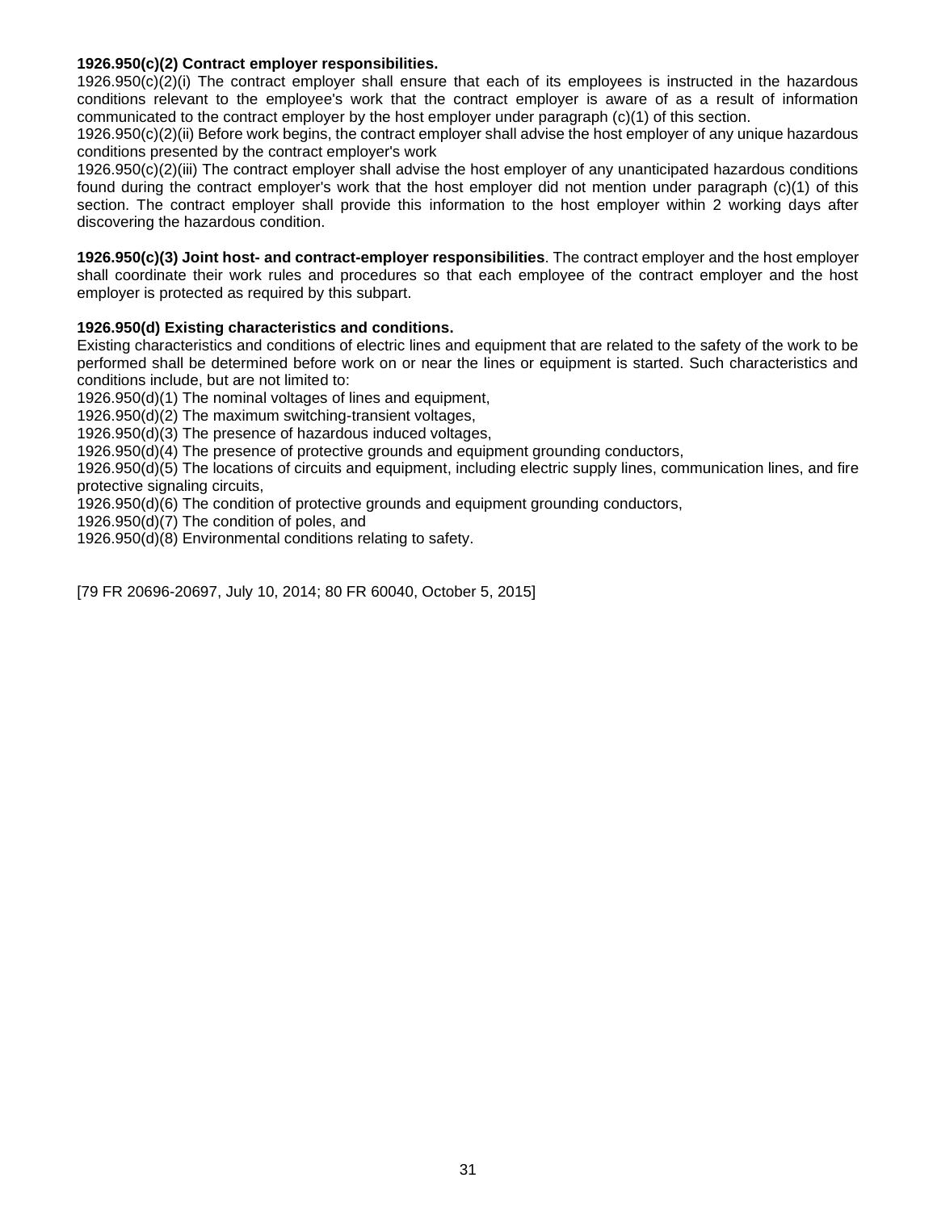**1926.950(c)(2) Contract employer responsibilities.**

1926.950(c)(2)(i) The contract employer shall ensure that each of its employees is instructed in the hazardous conditions relevant to the employee's work that the contract employer is aware of as a result of information communicated to the contract employer by the host employer under paragraph (c)(1) of this section.

1926.950(c)(2)(ii) Before work begins, the contract employer shall advise the host employer of any unique hazardous conditions presented by the contract employer's work

1926.950(c)(2)(iii) The contract employer shall advise the host employer of any unanticipated hazardous conditions found during the contract employer's work that the host employer did not mention under paragraph (c)(1) of this section. The contract employer shall provide this information to the host employer within 2 working days after discovering the hazardous condition.

**1926.950(c)(3) Joint host- and contract-employer responsibilities**. The contract employer and the host employer shall coordinate their work rules and procedures so that each employee of the contract employer and the host employer is protected as required by this subpart.

**1926.950(d) Existing characteristics and conditions.**

Existing characteristics and conditions of electric lines and equipment that are related to the safety of the work to be performed shall be determined before work on or near the lines or equipment is started. Such characteristics and conditions include, but are not limited to:

1926.950(d)(1) The nominal voltages of lines and equipment,

1926.950(d)(2) The maximum switching-transient voltages,

1926.950(d)(3) The presence of hazardous induced voltages,

1926.950(d)(4) The presence of protective grounds and equipment grounding conductors,

1926.950(d)(5) The locations of circuits and equipment, including electric supply lines, communication lines, and fire protective signaling circuits,

1926.950(d)(6) The condition of protective grounds and equipment grounding conductors,

1926.950(d)(7) The condition of poles, and

1926.950(d)(8) Environmental conditions relating to safety.

[79 FR 20696-20697, July 10, 2014; 80 FR 60040, October 5, 2015]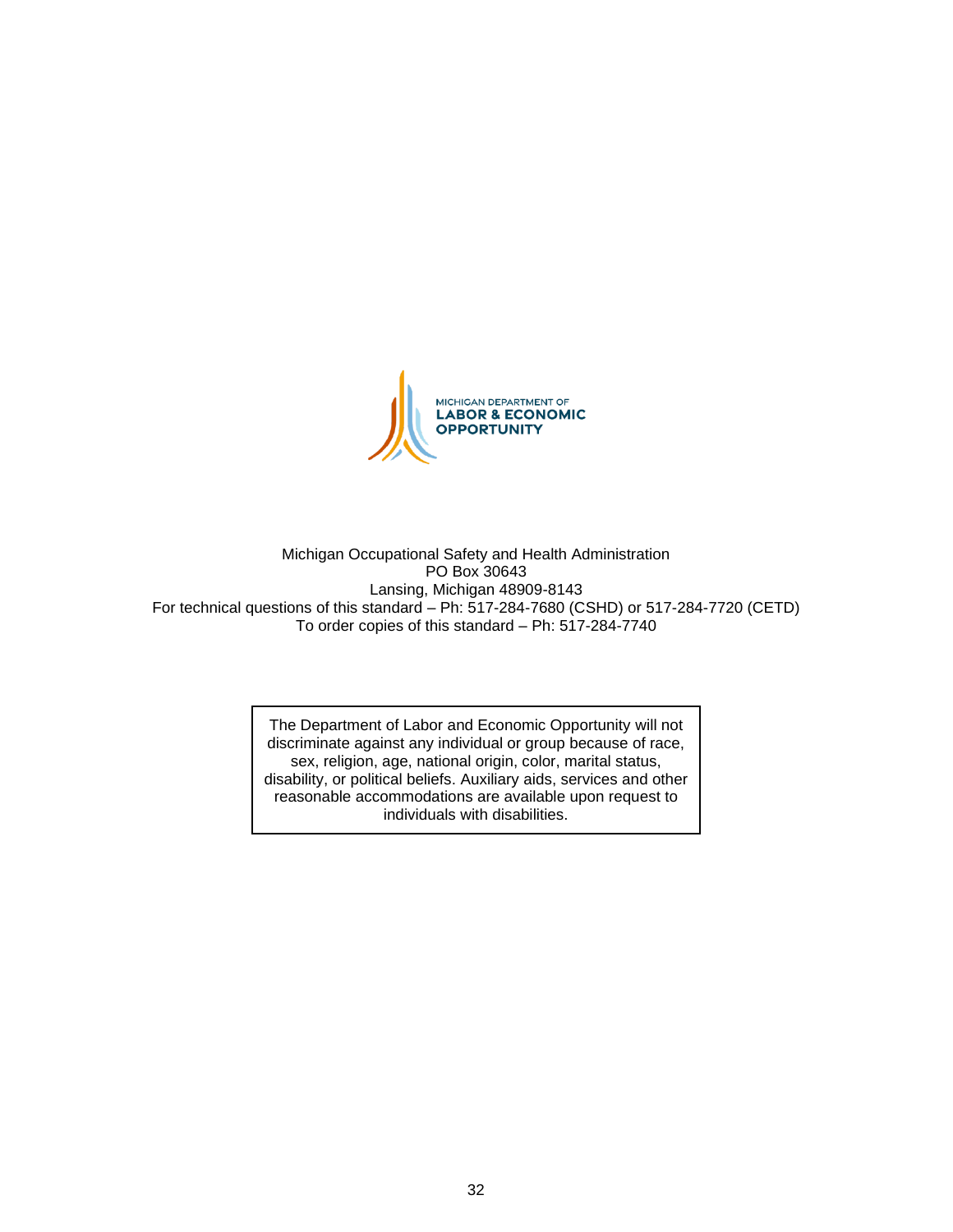MICHIGAN DEPARTMENT OF
LABOR & ECONOMIC
OPPORTUNITY

Michigan Occupational Safety and Health Administration
PO Box 30643
Lansing, Michigan 48909-8143
For technical questions of this standard – Ph: 517-284-7680 (CSHD) or 517-284-7720 (CETD)
To order copies of this standard – Ph: 517-284-7740

The Department of Labor and Economic Opportunity will not discriminate against any individual or group because of race, sex, religion, age, national origin, color, marital status, disability, or political beliefs. Auxiliary aids, services and other reasonable accommodations are available upon request to individuals with disabilities.